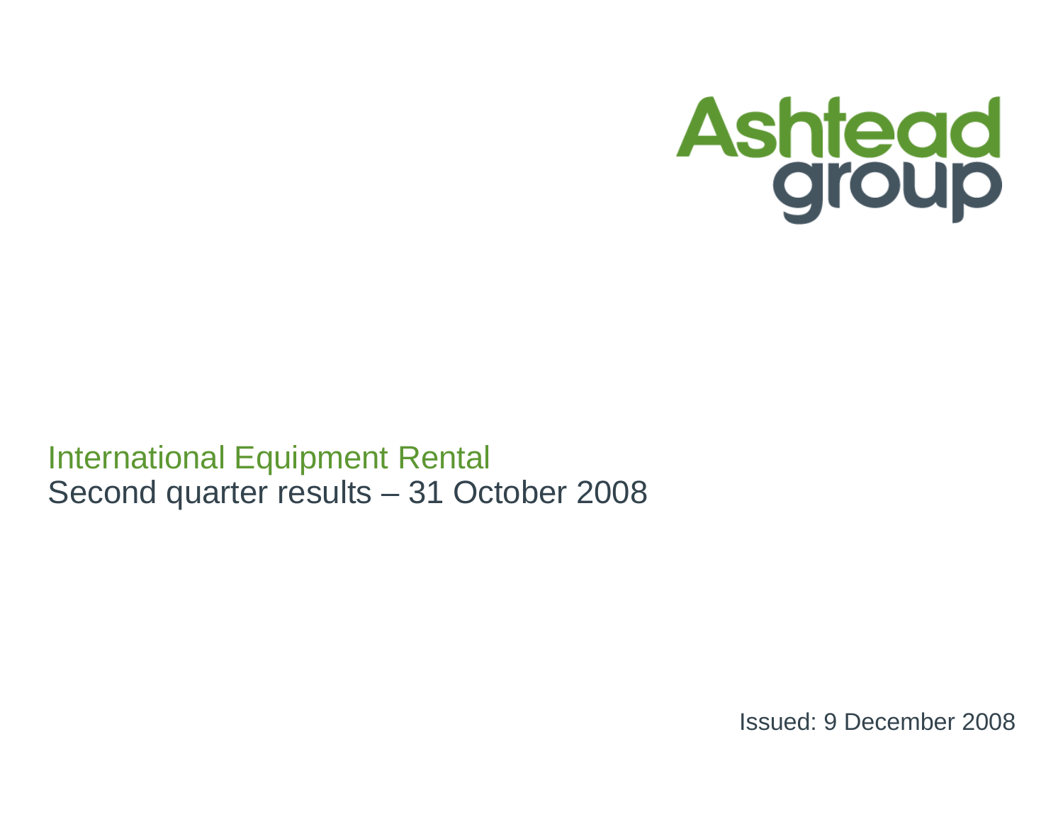Ashtead group

# International Equipment Rental

## Second quarter results – 31 October 2008

Issued: 9 December 2008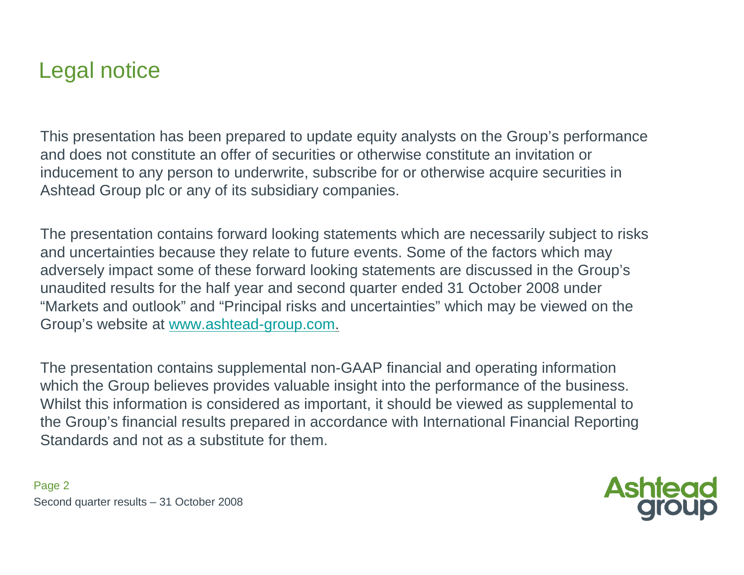# Legal notice

This presentation has been prepared to update equity analysts on the Group's performance and does not constitute an offer of securities or otherwise constitute an invitation or inducement to any person to underwrite, subscribe for or otherwise acquire securities in Ashtead Group plc or any of its subsidiary companies.

The presentation contains forward looking statements which are necessarily subject to risks and uncertainties because they relate to future events. Some of the factors which may adversely impact some of these forward looking statements are discussed in the Group's unaudited results for the half year and second quarter ended 31 October 2008 under "Markets and outlook" and "Principal risks and uncertainties" which may be viewed on the Group's website at www.ashtead-group.com.

The presentation contains supplemental non-GAAP financial and operating information which the Group believes provides valuable insight into the performance of the business. Whilst this information is considered as important, it should be viewed as supplemental to the Group's financial results prepared in accordance with International Financial Reporting Standards and not as a substitute for them.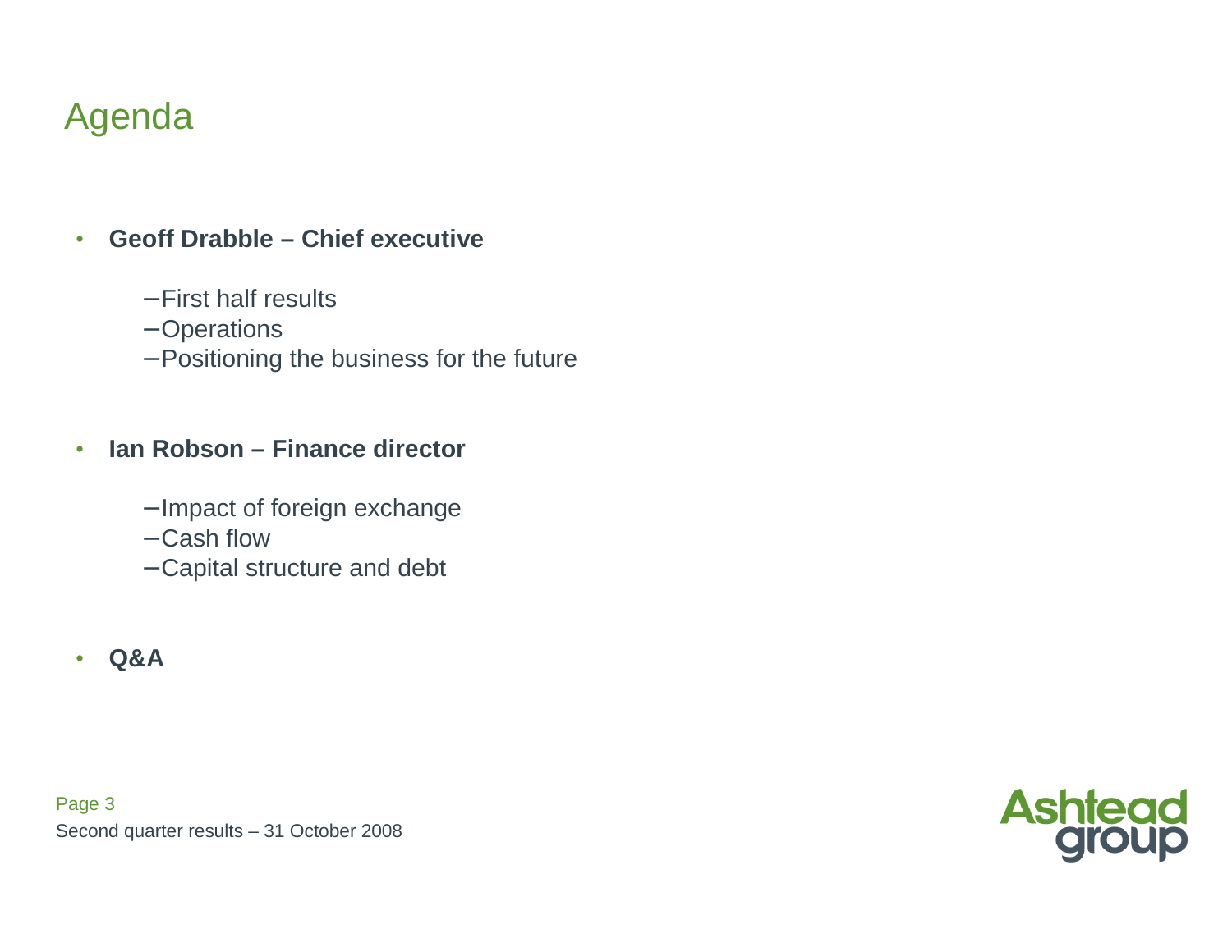# Agenda

- **Geoff Drabble – Chief executive**
  - First half results
  - Operations
  - Positioning the business for the future

- **Ian Robson – Finance director**
  - Impact of foreign exchange
  - Cash flow
  - Capital structure and debt

- **Q&A**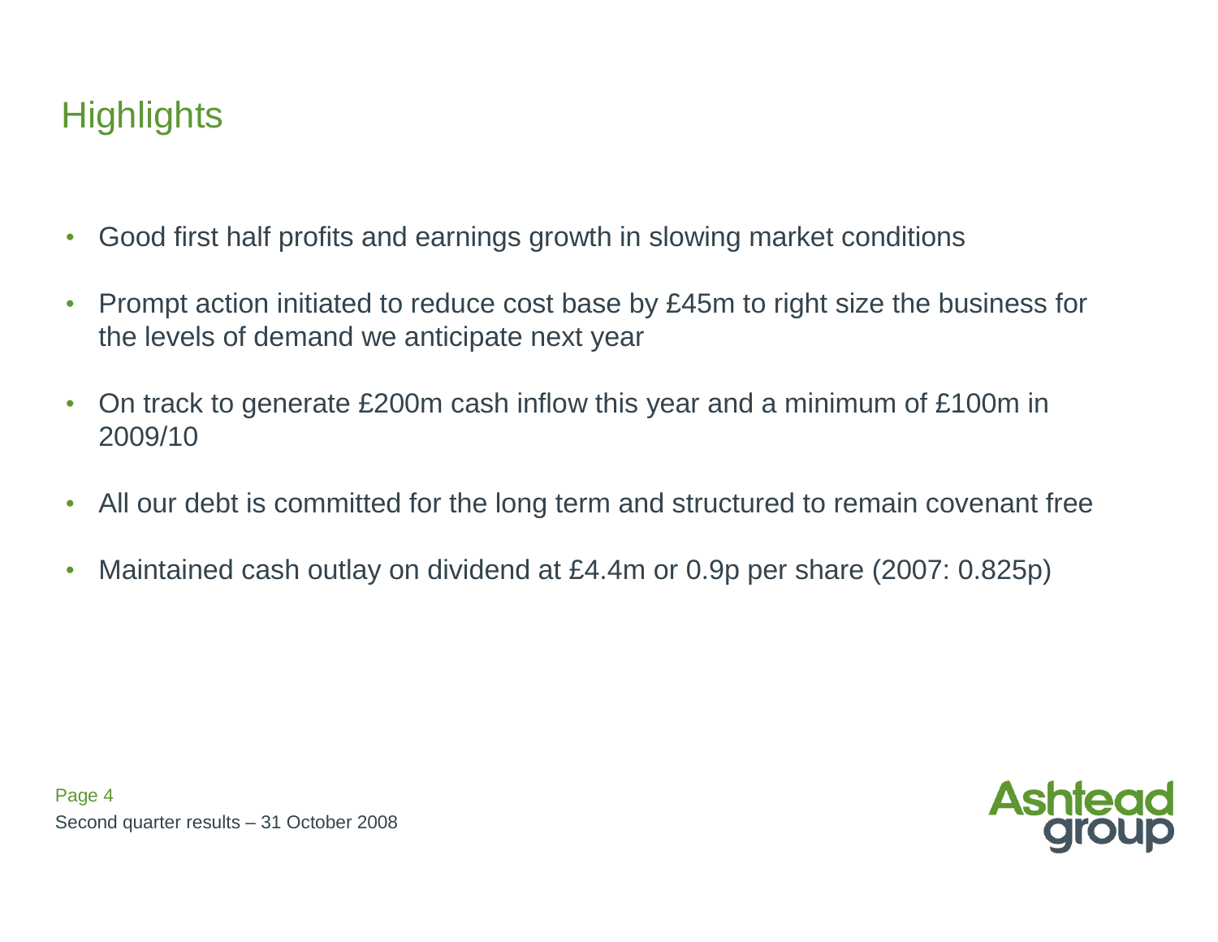# Highlights

- Good first half profits and earnings growth in slowing market conditions
- Prompt action initiated to reduce cost base by £45m to right size the business for the levels of demand we anticipate next year
- On track to generate £200m cash inflow this year and a minimum of £100m in 2009/10
- All our debt is committed for the long term and structured to remain covenant free
- Maintained cash outlay on dividend at £4.4m or 0.9p per share (2007: 0.825p)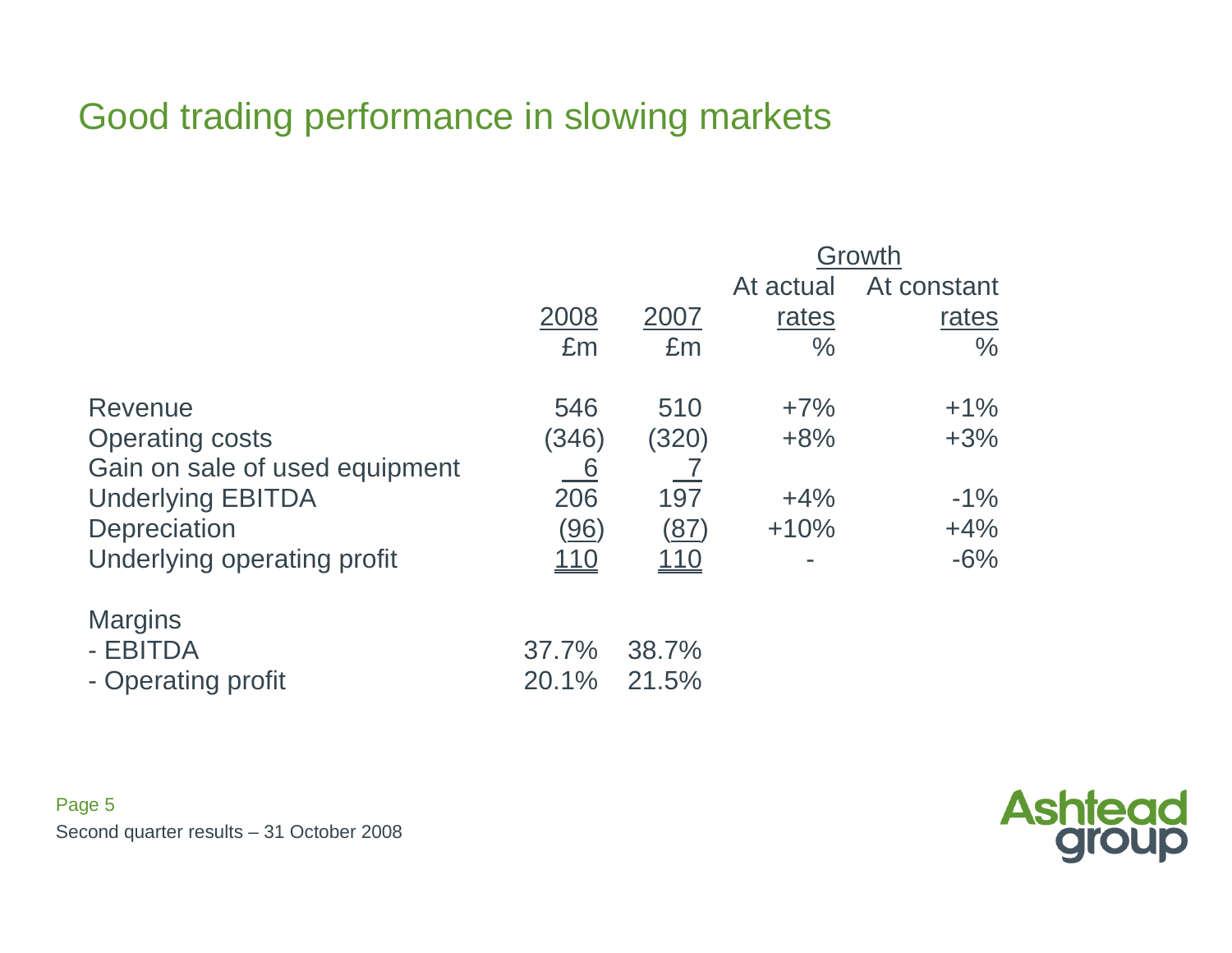# Good trading performance in slowing markets

| | 2008 | 2007 | Growth | |
|---|---|---|---|---|
| | | | At actual rates | At constant rates |
| | £m | £m | % | % |
| Revenue | 546 | 510 | +7% | +1% |
| Operating costs | (346) | (320) | +8% | +3% |
| Gain on sale of used equipment | 6 | 7 | | |
| Underlying EBITDA | 206 | 197 | +4% | -1% |
| Depreciation | (96) | (87) | +10% | +4% |
| Underlying operating profit | 110 | 110 | - | -6% |
| Margins | | | | |
| - EBITDA | 37.7% | 38.7% | | |
| - Operating profit | 20.1% | 21.5% | | |

Second quarter results – 31 October 2008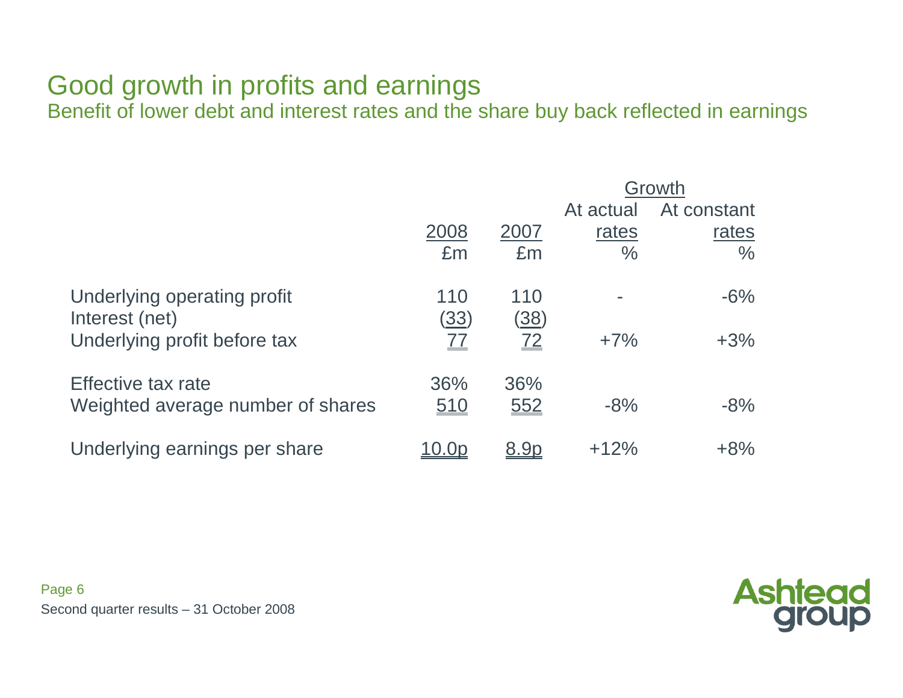# Good growth in profits and earnings

## Benefit of lower debt and interest rates and the share buy back reflected in earnings

| | 2008 | 2007 | Growth At actual rates | Growth At constant rates |
|---|---|---|---|---|
| | £m | £m | % | % |
| Underlying operating profit | 110 | 110 | - | -6% |
| Interest (net) | (33) | (38) | | |
| Underlying profit before tax | 77 | 72 | +7% | +3% |
| Effective tax rate | 36% | 36% | | |
| Weighted average number of shares | 510 | 552 | -8% | -8% |
| Underlying earnings per share | 10.0p | 8.9p | +12% | +8% |

Second quarter results – 31 October 2008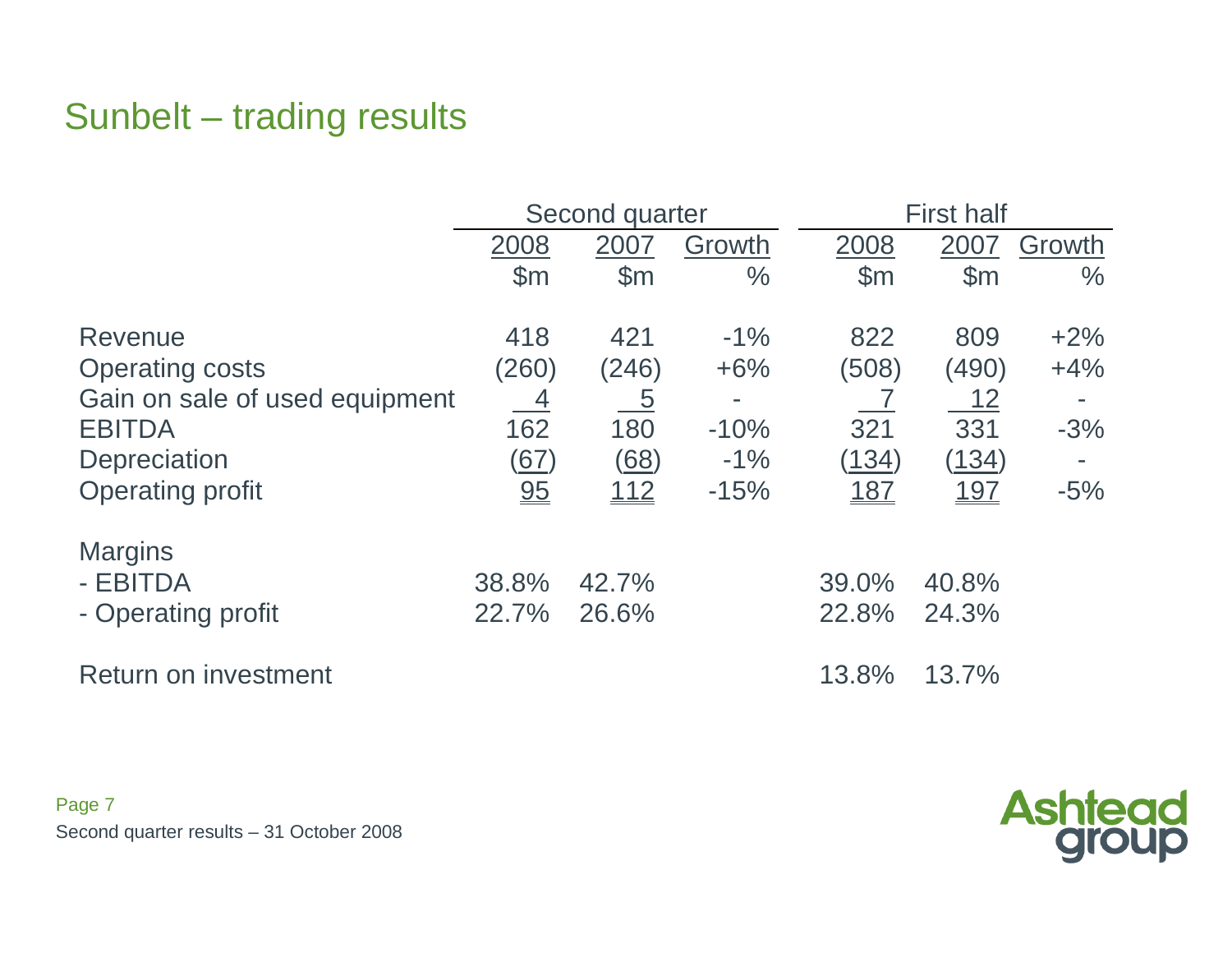# Sunbelt – trading results

| | Second quarter | | | First half | | |
|---|---|---|---|---|---|---|
| | 2008 | 2007 | Growth | 2008 | 2007 | Growth |
| | $m | $m | % | $m | $m | % |
| Revenue | 418 | 421 | -1% | 822 | 809 | +2% |
| Operating costs | (260) | (246) | +6% | (508) | (490) | +4% |
| Gain on sale of used equipment | 4 | 5 | - | 7 | 12 | - |
| EBITDA | 162 | 180 | -10% | 321 | 331 | -3% |
| Depreciation | (67) | (68) | -1% | (134) | (134) | - |
| Operating profit | 95 | 112 | -15% | 187 | 197 | -5% |
| Margins | | | | | | |
| - EBITDA | 38.8% | 42.7% | | 39.0% | 40.8% | |
| - Operating profit | 22.7% | 26.6% | | 22.8% | 24.3% | |
| Return on investment | | | | 13.8% | 13.7% | |

Second quarter results – 31 October 2008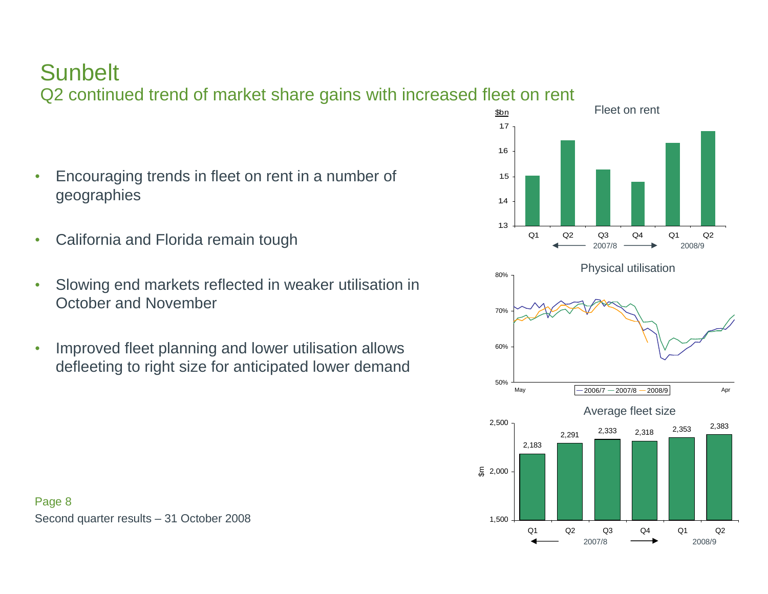# Sunbelt

## Q2 continued trend of market share gains with increased fleet on rent

- Encouraging trends in fleet on rent in a number of geographies
- California and Florida remain tough
- Slowing end markets reflected in weaker utilisation in October and November
- Improved fleet planning and lower utilisation allows defleeting to right size for anticipated lower demand

**Fleet on rent** ($bn)

**Physical utilisation** (2006/7, 2007/8, 2008/9; May – Apr)

**Average fleet size** ($m)

| | 2007/8 Q1 | 2007/8 Q2 | 2007/8 Q3 | 2007/8 Q4 | 2008/9 Q1 | 2008/9 Q2 |
|---|---|---|---|---|---|---|
| Average fleet size ($m) | 2,183 | 2,291 | 2,333 | 2,318 | 2,353 | 2,383 |

Second quarter results – 31 October 2008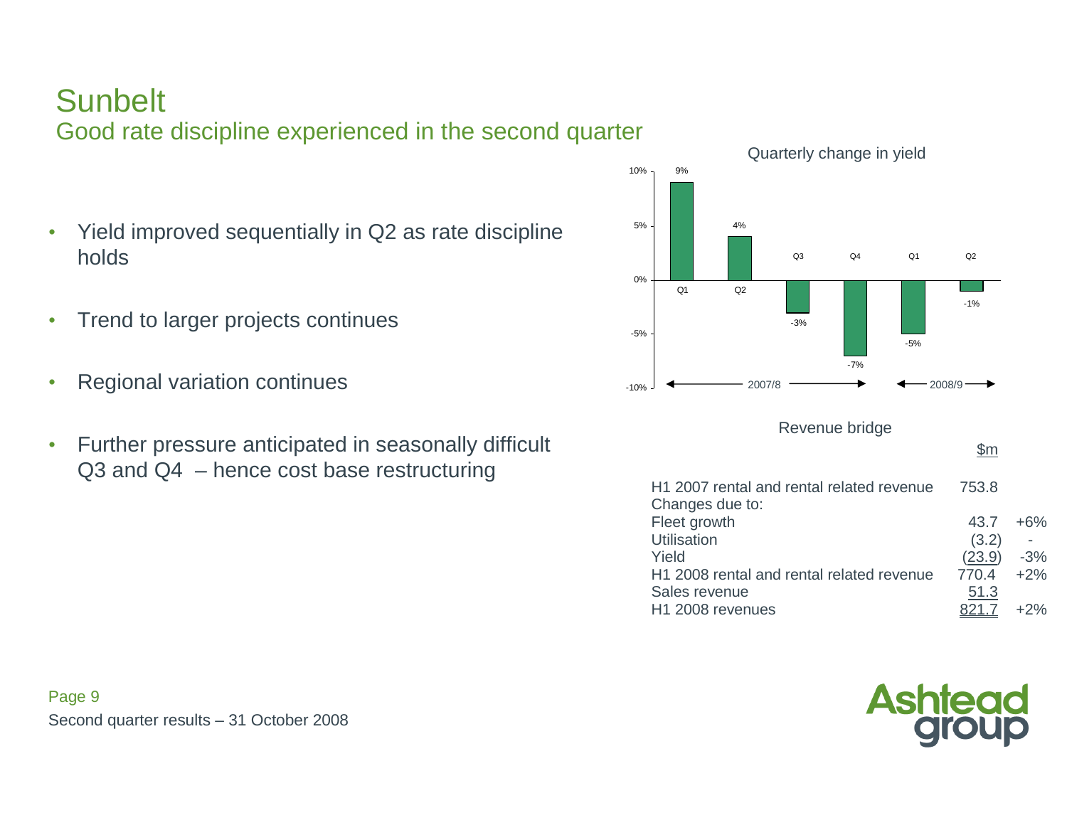# Sunbelt

## Good rate discipline experienced in the second quarter

- Yield improved sequentially in Q2 as rate discipline holds
- Trend to larger projects continues
- Regional variation continues
- Further pressure anticipated in seasonally difficult Q3 and Q4 – hence cost base restructuring

**Quarterly change in yield**

| Period | Quarter | Change in yield |
|---|---|---|
| 2007/8 | Q1 | 9% |
| 2007/8 | Q2 | 4% |
| 2007/8 | Q3 | -3% |
| 2007/8 | Q4 | -7% |
| 2008/9 | Q1 | -5% |
| 2008/9 | Q2 | -1% |

**Revenue bridge**

| | $m | |
|---|---|---|
| H1 2007 rental and rental related revenue | 753.8 | |
| Changes due to: | | |
| Fleet growth | 43.7 | +6% |
| Utilisation | (3.2) | - |
| Yield | (23.9) | -3% |
| H1 2008 rental and rental related revenue | 770.4 | +2% |
| Sales revenue | 51.3 | |
| H1 2008 revenues | 821.7 | +2% |

Second quarter results – 31 October 2008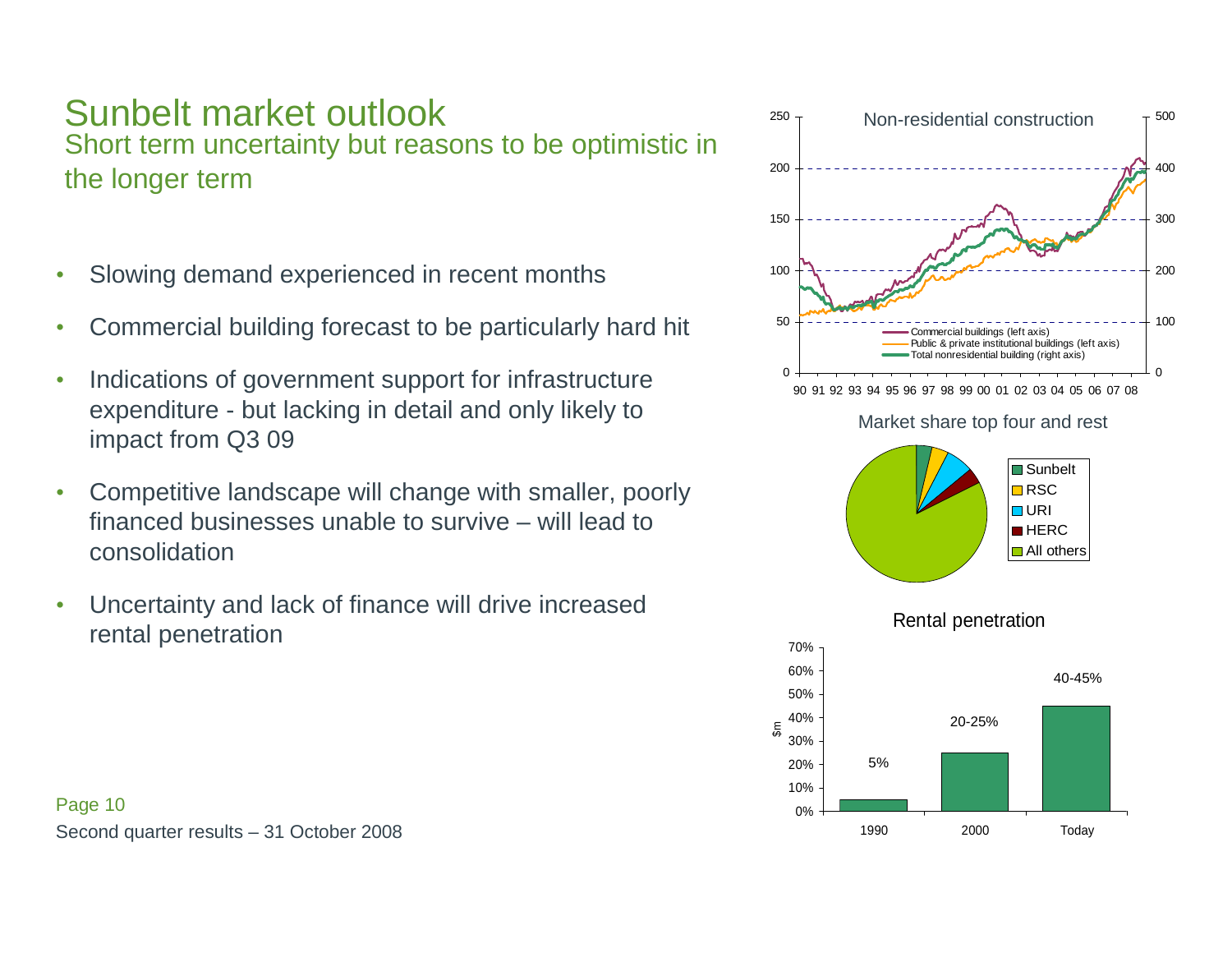# Sunbelt market outlook

## Short term uncertainty but reasons to be optimistic in the longer term

- Slowing demand experienced in recent months
- Commercial building forecast to be particularly hard hit
- Indications of government support for infrastructure expenditure - but lacking in detail and only likely to impact from Q3 09
- Competitive landscape will change with smaller, poorly financed businesses unable to survive – will lead to consolidation
- Uncertainty and lack of finance will drive increased rental penetration

Non-residential construction

- Commercial buildings (left axis)
- Public & private institutional buildings (left axis)
- Total nonresidential building (right axis)

Market share top four and rest

- Sunbelt
- RSC
- URI
- HERC
- All others

Rental penetration

| | 1990 | 2000 | Today |
|---|---|---|---|
| Rental penetration | 5% | 20-25% | 40-45% |

Second quarter results – 31 October 2008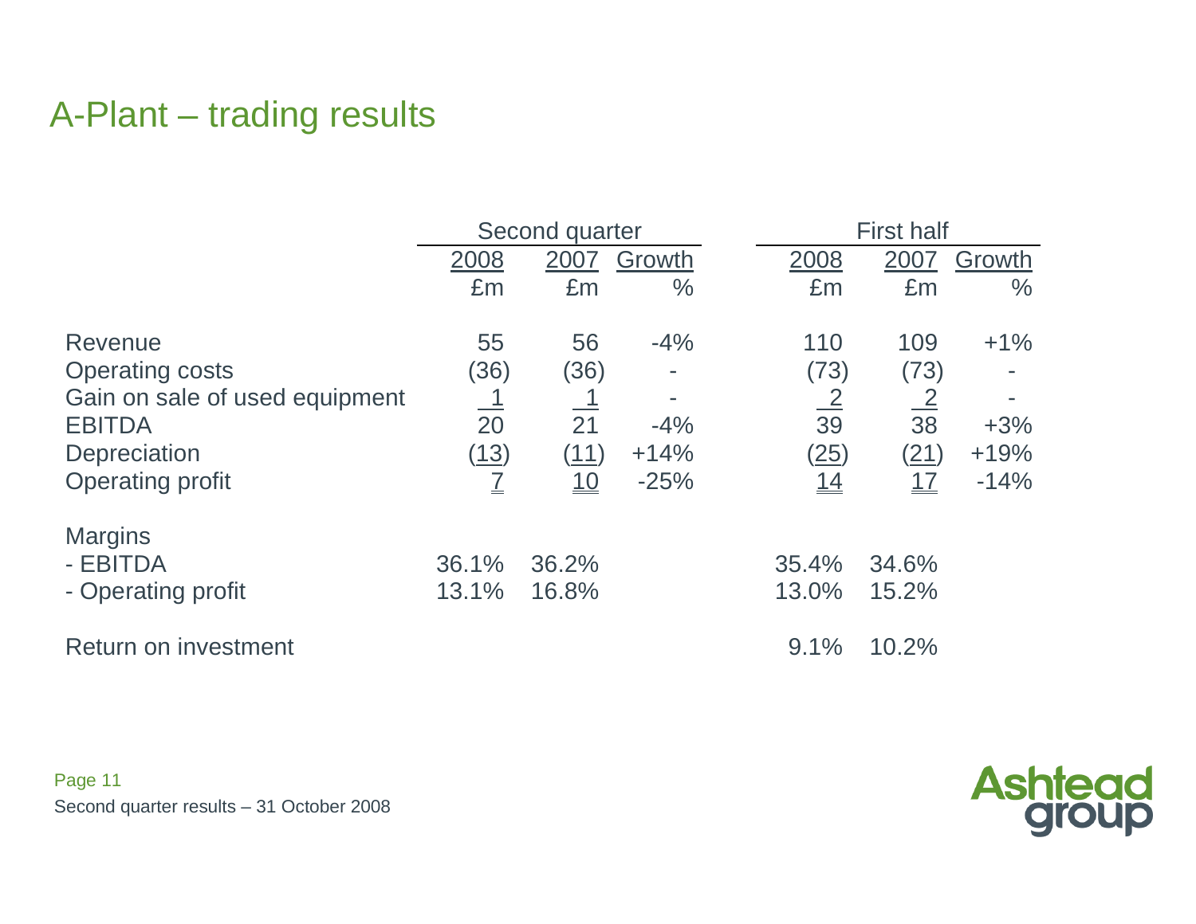# A-Plant – trading results

| | Second quarter | | | First half | | |
|---|---|---|---|---|---|---|
| | 2008 | 2007 | Growth | 2008 | 2007 | Growth |
| | £m | £m | % | £m | £m | % |
| Revenue | 55 | 56 | -4% | 110 | 109 | +1% |
| Operating costs | (36) | (36) | - | (73) | (73) | - |
| Gain on sale of used equipment | 1 | 1 | - | 2 | 2 | - |
| EBITDA | 20 | 21 | -4% | 39 | 38 | +3% |
| Depreciation | (13) | (11) | +14% | (25) | (21) | +19% |
| Operating profit | 7 | 10 | -25% | 14 | 17 | -14% |
| Margins | | | | | | |
| - EBITDA | 36.1% | 36.2% | | 35.4% | 34.6% | |
| - Operating profit | 13.1% | 16.8% | | 13.0% | 15.2% | |
| Return on investment | | | | 9.1% | 10.2% | |

Second quarter results – 31 October 2008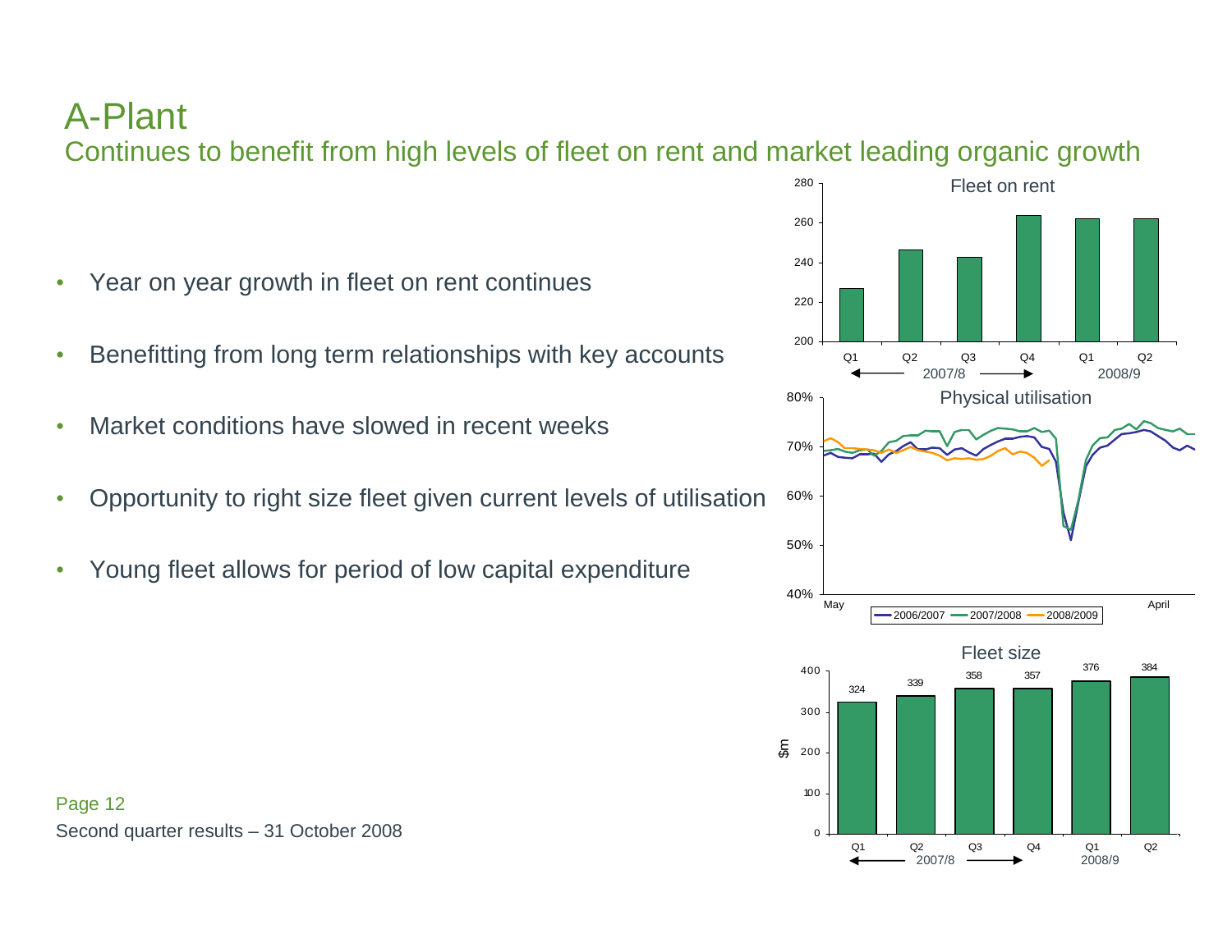# A-Plant

## Continues to benefit from high levels of fleet on rent and market leading organic growth

- Year on year growth in fleet on rent continues
- Benefitting from long term relationships with key accounts
- Market conditions have slowed in recent weeks
- Opportunity to right size fleet given current levels of utilisation
- Young fleet allows for period of low capital expenditure

**Fleet on rent**

**Physical utilisation**

**Fleet size** ($m)

| | Q1 2007/8 | Q2 2007/8 | Q3 2007/8 | Q4 2007/8 | Q1 2008/9 | Q2 2008/9 |
|---|---|---|---|---|---|---|
| Fleet size ($m) | 324 | 339 | 358 | 357 | 376 | 384 |

Second quarter results – 31 October 2008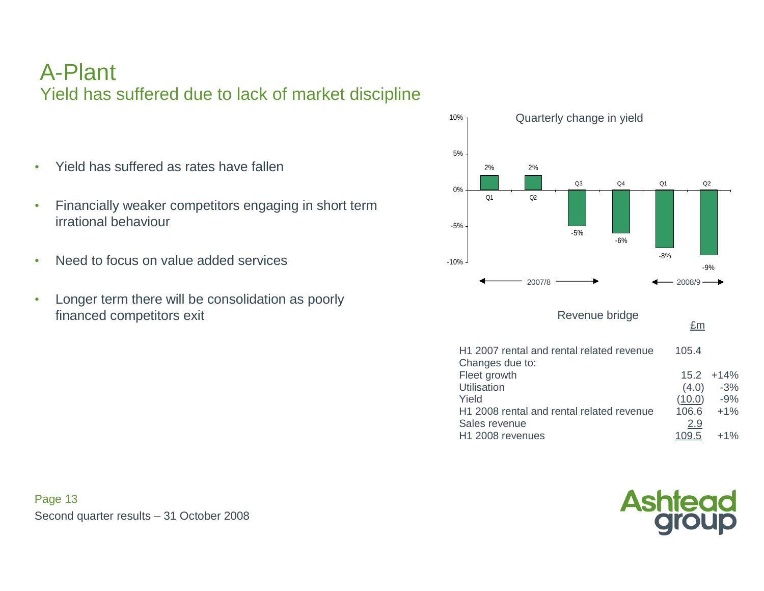# A-Plant

## Yield has suffered due to lack of market discipline

- Yield has suffered as rates have fallen
- Financially weaker competitors engaging in short term irrational behaviour
- Need to focus on value added services
- Longer term there will be consolidation as poorly financed competitors exit

**Quarterly change in yield**

| Period | Quarter | Change in yield |
|---|---|---|
| 2007/8 | Q1 | 2% |
| 2007/8 | Q2 | 2% |
| 2007/8 | Q3 | -5% |
| 2007/8 | Q4 | -6% |
| 2008/9 | Q1 | -8% |
| 2008/9 | Q2 | -9% |

**Revenue bridge**

| | £m | |
|---|---|---|
| H1 2007 rental and rental related revenue | 105.4 | |
| Changes due to: | | |
| Fleet growth | 15.2 | +14% |
| Utilisation | (4.0) | -3% |
| Yield | (10.0) | -9% |
| H1 2008 rental and rental related revenue | 106.6 | +1% |
| Sales revenue | 2.9 | |
| H1 2008 revenues | 109.5 | +1% |

Second quarter results – 31 October 2008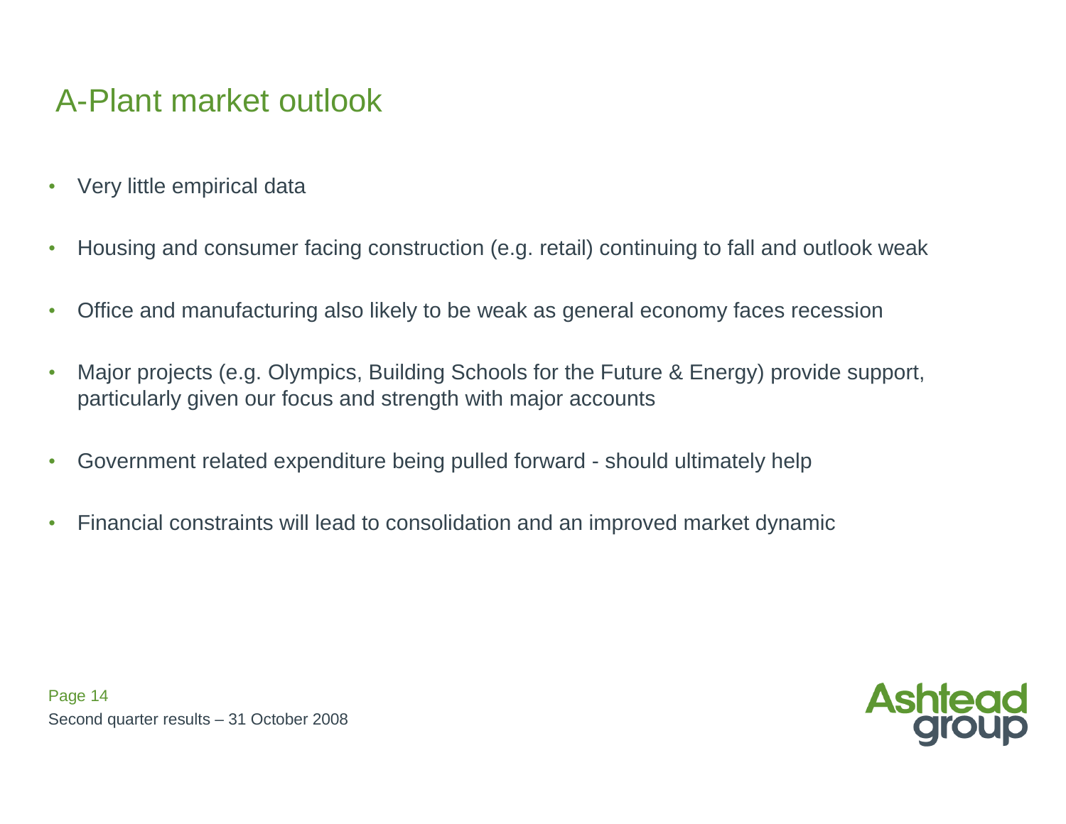# A-Plant market outlook

- Very little empirical data
- Housing and consumer facing construction (e.g. retail) continuing to fall and outlook weak
- Office and manufacturing also likely to be weak as general economy faces recession
- Major projects (e.g. Olympics, Building Schools for the Future & Energy) provide support, particularly given our focus and strength with major accounts
- Government related expenditure being pulled forward - should ultimately help
- Financial constraints will lead to consolidation and an improved market dynamic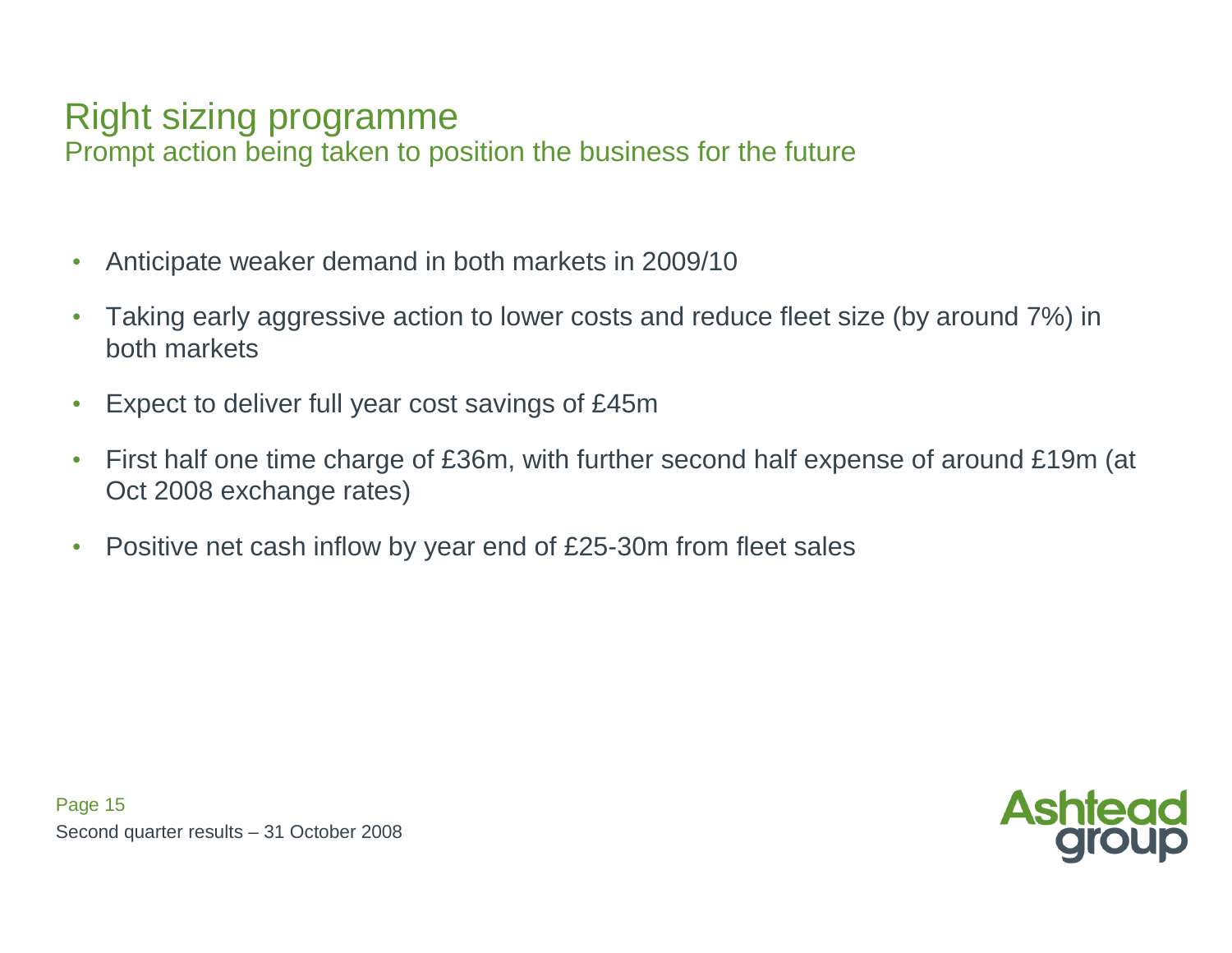# Right sizing programme

## Prompt action being taken to position the business for the future

- Anticipate weaker demand in both markets in 2009/10
- Taking early aggressive action to lower costs and reduce fleet size (by around 7%) in both markets
- Expect to deliver full year cost savings of £45m
- First half one time charge of £36m, with further second half expense of around £19m (at Oct 2008 exchange rates)
- Positive net cash inflow by year end of £25-30m from fleet sales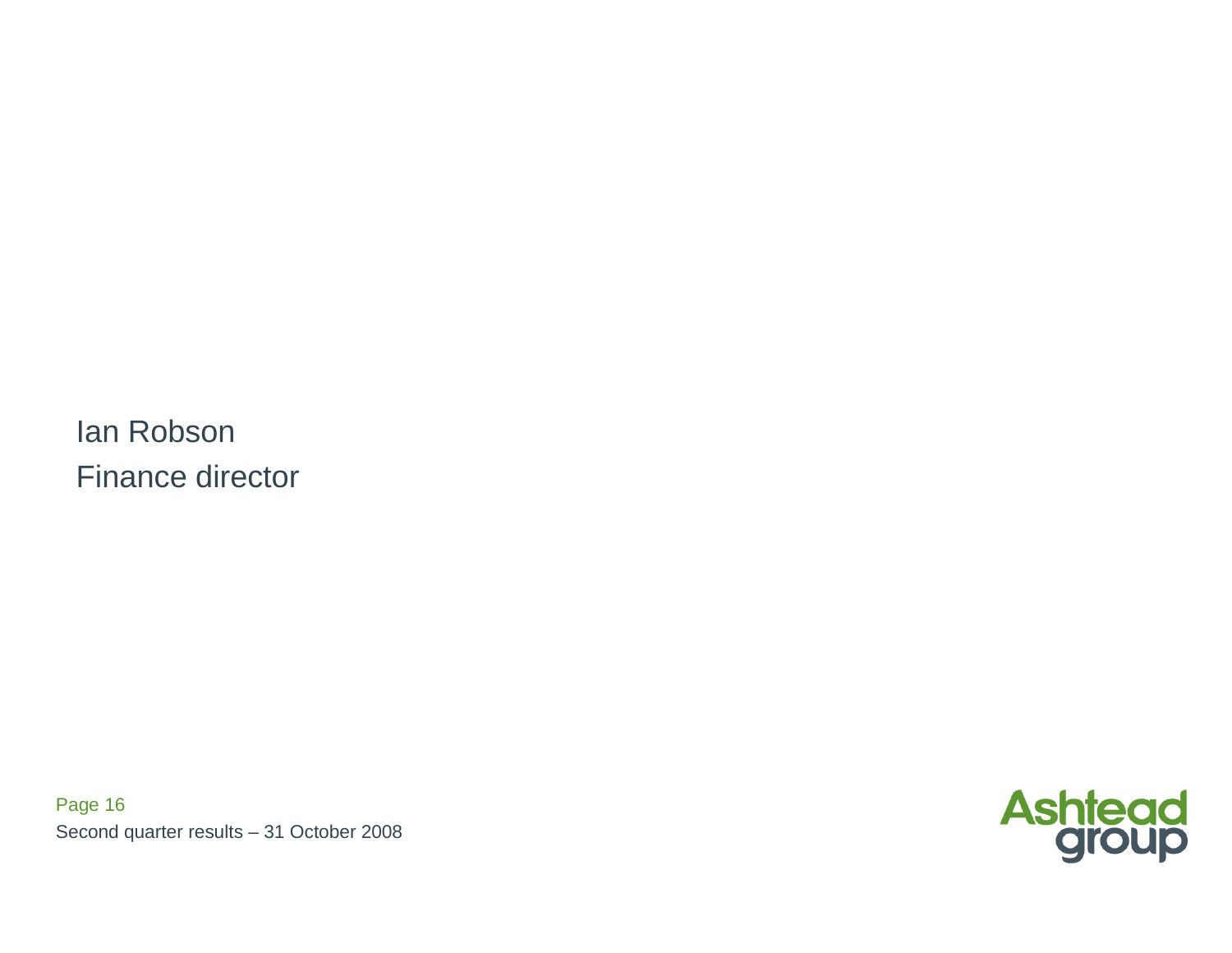Ian Robson

Finance director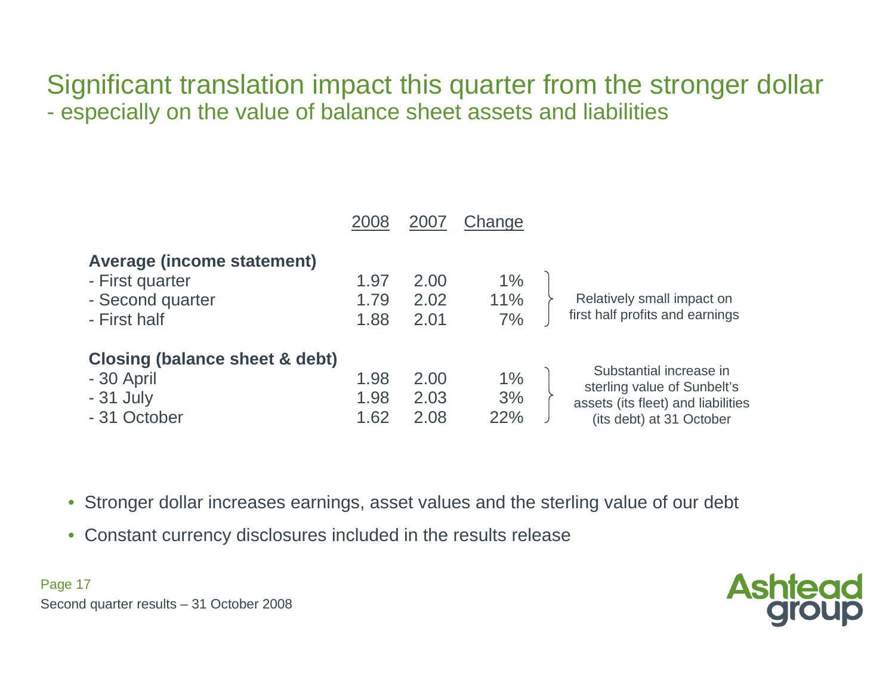# Significant translation impact this quarter from the stronger dollar
## - especially on the value of balance sheet assets and liabilities

| | 2008 | 2007 | Change | |
|---|---|---|---|---|
| **Average (income statement)** | | | | |
| - First quarter | 1.97 | 2.00 | 1% | Relatively small impact on first half profits and earnings |
| - Second quarter | 1.79 | 2.02 | 11% | |
| - First half | 1.88 | 2.01 | 7% | |
| **Closing (balance sheet & debt)** | | | | |
| - 30 April | 1.98 | 2.00 | 1% | Substantial increase in sterling value of Sunbelt's assets (its fleet) and liabilities (its debt) at 31 October |
| - 31 July | 1.98 | 2.03 | 3% | |
| - 31 October | 1.62 | 2.08 | 22% | |

- Stronger dollar increases earnings, asset values and the sterling value of our debt
- Constant currency disclosures included in the results release

Second quarter results – 31 October 2008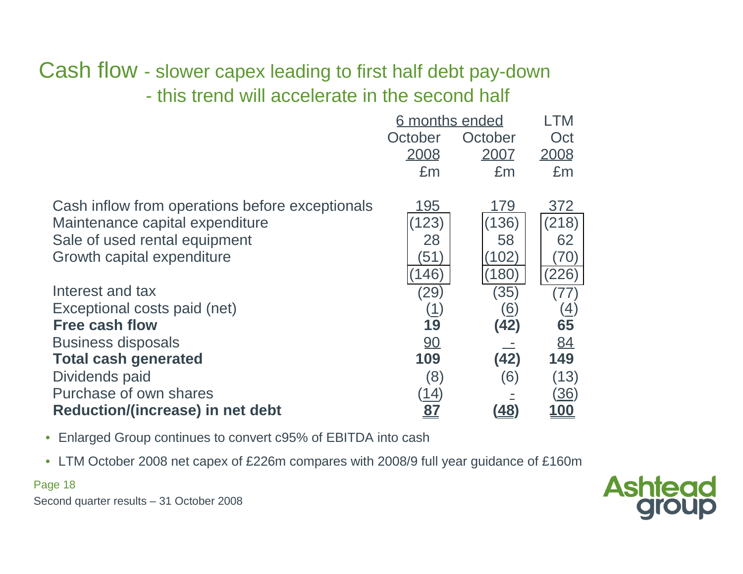# Cash flow - slower capex leading to first half debt pay-down - this trend will accelerate in the second half

| | 6 months ended October 2008 £m | 6 months ended October 2007 £m | LTM Oct 2008 £m |
|---|---|---|---|
| Cash inflow from operations before exceptionals | 195 | 179 | 372 |
| Maintenance capital expenditure | (123) | (136) | (218) |
| Sale of used rental equipment | 28 | 58 | 62 |
| Growth capital expenditure | (51) | (102) | (70) |
| | (146) | (180) | (226) |
| Interest and tax | (29) | (35) | (77) |
| Exceptional costs paid (net) | (1) | (6) | (4) |
| **Free cash flow** | **19** | **(42)** | **65** |
| Business disposals | 90 | - | 84 |
| **Total cash generated** | **109** | **(42)** | **149** |
| Dividends paid | (8) | (6) | (13) |
| Purchase of own shares | (14) | - | (36) |
| **Reduction/(increase) in net debt** | **87** | **(48)** | **100** |

- Enlarged Group continues to convert c95% of EBITDA into cash
- LTM October 2008 net capex of £226m compares with 2008/9 full year guidance of £160m

Second quarter results – 31 October 2008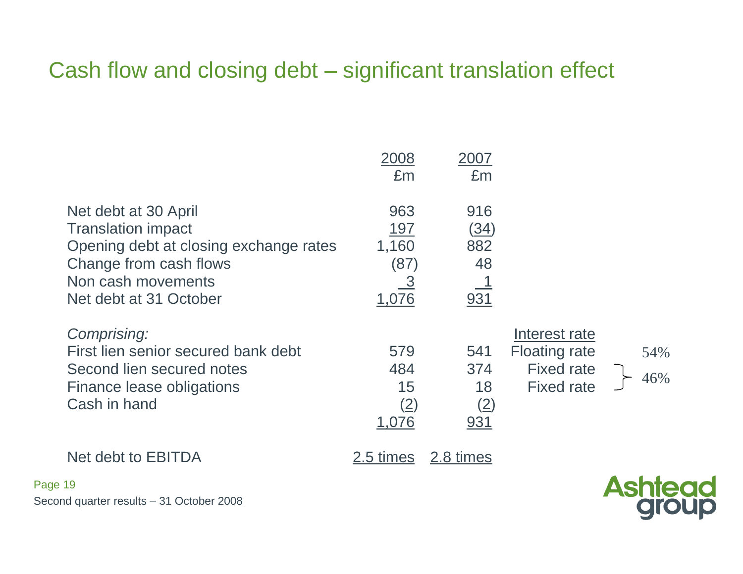# Cash flow and closing debt – significant translation effect

| | 2008<br>£m | 2007<br>£m | | |
|---|---|---|---|---|
| Net debt at 30 April | 963 | 916 | | |
| Translation impact | 197 | (34) | | |
| Opening debt at closing exchange rates | 1,160 | 882 | | |
| Change from cash flows | (87) | 48 | | |
| Non cash movements | 3 | 1 | | |
| Net debt at 31 October | 1,076 | 931 | | |
| *Comprising:* | | | Interest rate | |
| First lien senior secured bank debt | 579 | 541 | Floating rate | 54% |
| Second lien secured notes | 484 | 374 | Fixed rate | 46% |
| Finance lease obligations | 15 | 18 | Fixed rate | |
| Cash in hand | (2) | (2) | | |
| | 1,076 | 931 | | |
| Net debt to EBITDA | 2.5 times | 2.8 times | | |

Second quarter results – 31 October 2008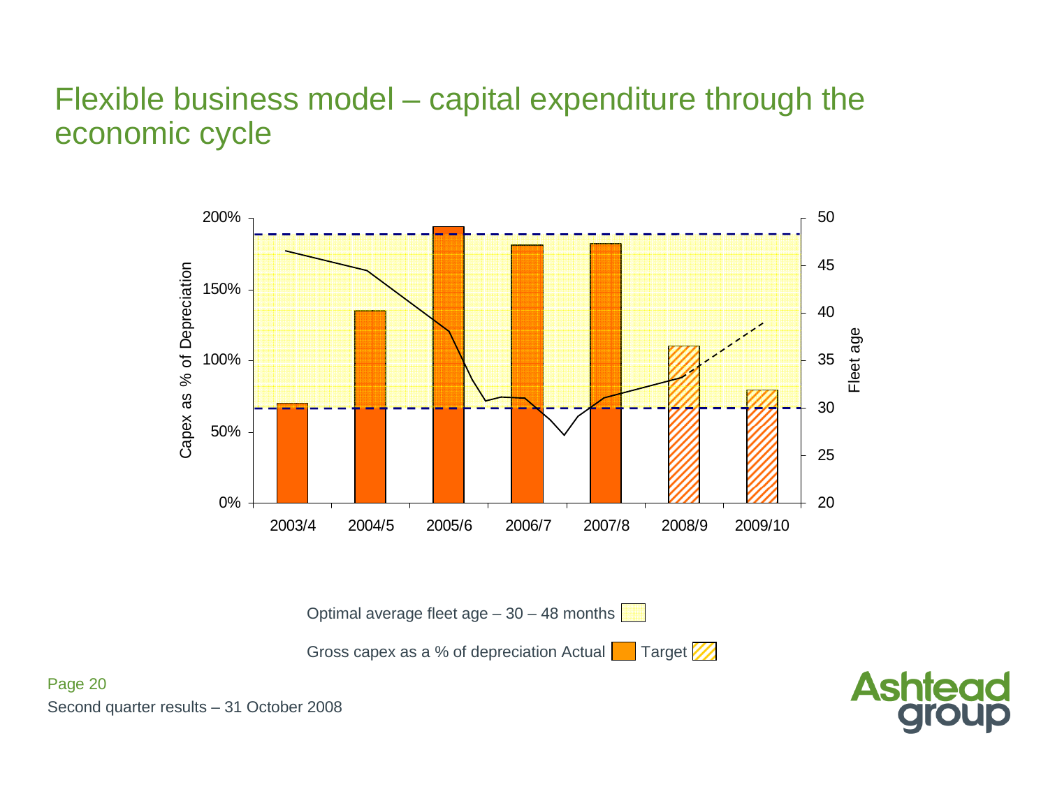# Flexible business model – capital expenditure through the economic cycle

Capex as % of Depreciation

200%
150%
100%
50%
0%

Fleet age

50
45
40
35
30
25
20

2003/4 2004/5 2005/6 2006/7 2007/8 2008/9 2009/10

Optimal average fleet age – 30 – 48 months

Gross capex as a % of depreciation Actual Target

Second quarter results – 31 October 2008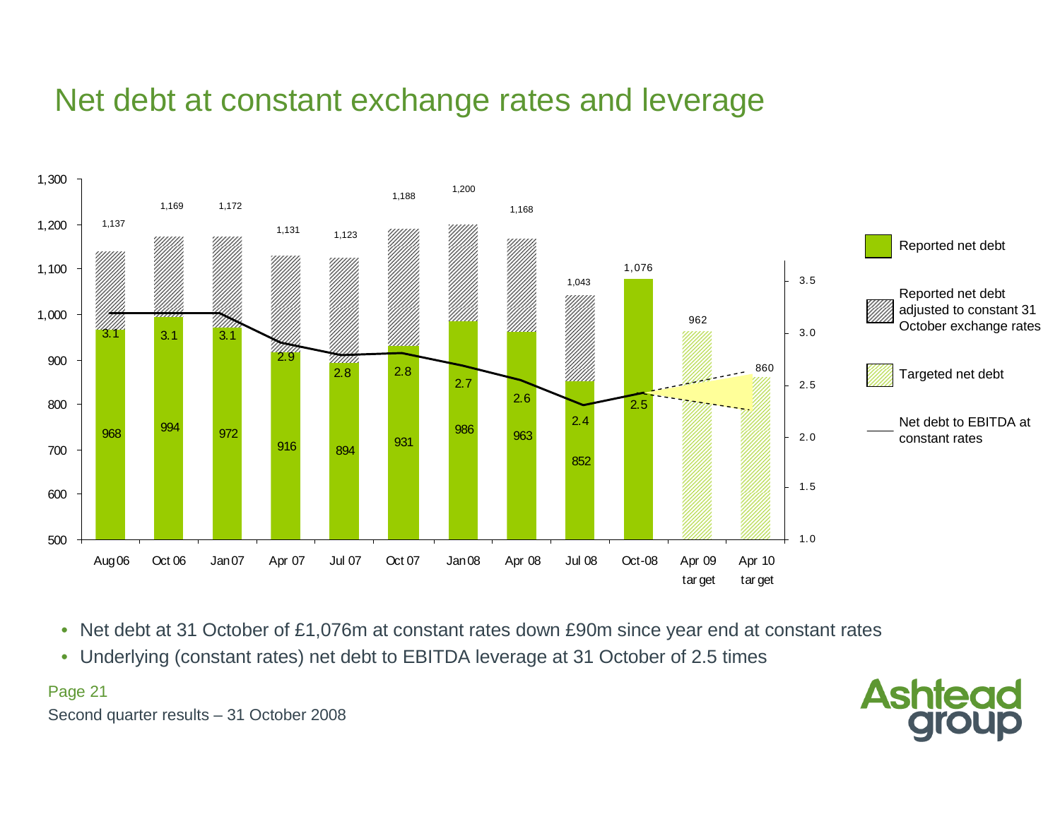# Net debt at constant exchange rates and leverage

| | Aug 06 | Oct 06 | Jan 07 | Apr 07 | Jul 07 | Oct 07 | Jan 08 | Apr 08 | Jul 08 | Oct-08 | Apr 09 target | Apr 10 target |
|---|---|---|---|---|---|---|---|---|---|---|---|---|
| Reported net debt | 968 | 994 | 972 | 916 | 894 | 931 | 986 | 963 | 852 | 1,076 | | |
| Reported net debt adjusted to constant 31 October exchange rates | 1,137 | 1,169 | 1,172 | 1,131 | 1,123 | 1,188 | 1,200 | 1,168 | 1,043 | 1,076 | | |
| Targeted net debt | | | | | | | | | | | 962 | 860 |
| Net debt to EBITDA at constant rates | 3.1 | 3.1 | 3.1 | 2.9 | 2.8 | 2.8 | 2.7 | 2.6 | 2.4 | 2.5 | | |

- Net debt at 31 October of £1,076m at constant rates down £90m since year end at constant rates
- Underlying (constant rates) net debt to EBITDA leverage at 31 October of 2.5 times

Second quarter results – 31 October 2008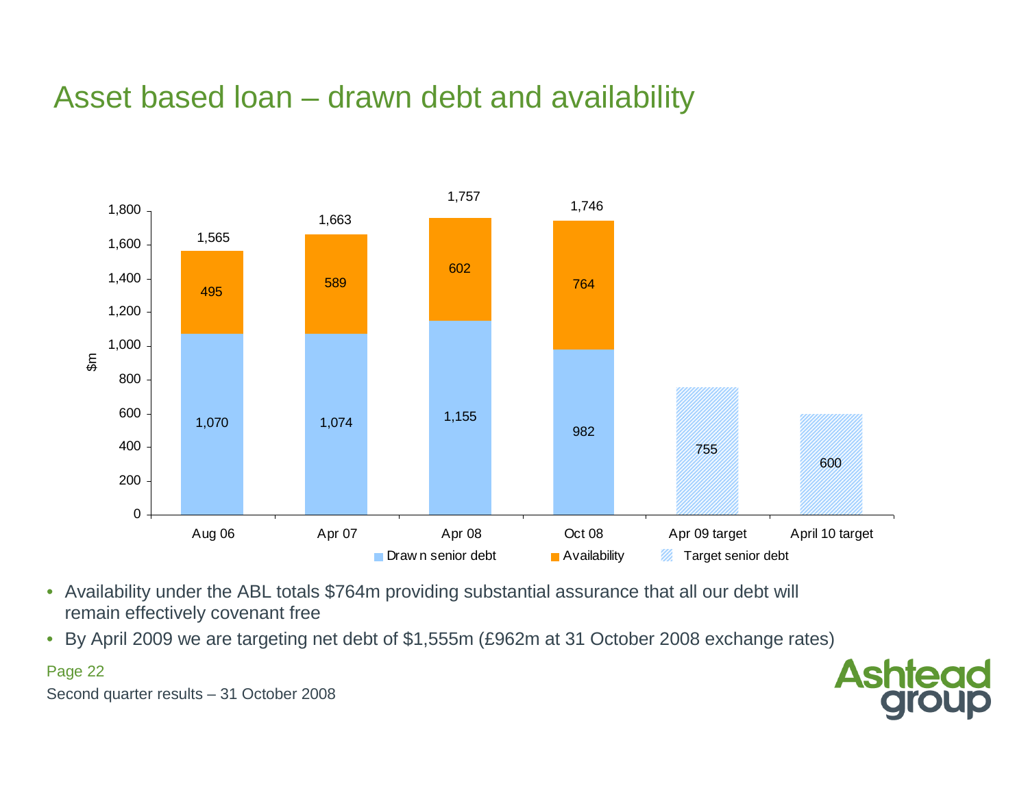# Asset based loan – drawn debt and availability

| $m | Aug 06 | Apr 07 | Apr 08 | Oct 08 | Apr 09 target | April 10 target |
|---|---|---|---|---|---|---|
| Drawn senior debt | 1,070 | 1,074 | 1,155 | 982 | | |
| Availability | 495 | 589 | 602 | 764 | | |
| Target senior debt | | | | | 755 | 600 |
| Total | 1,565 | 1,663 | 1,757 | 1,746 | | |

- Availability under the ABL totals $764m providing substantial assurance that all our debt will remain effectively covenant free
- By April 2009 we are targeting net debt of $1,555m (£962m at 31 October 2008 exchange rates)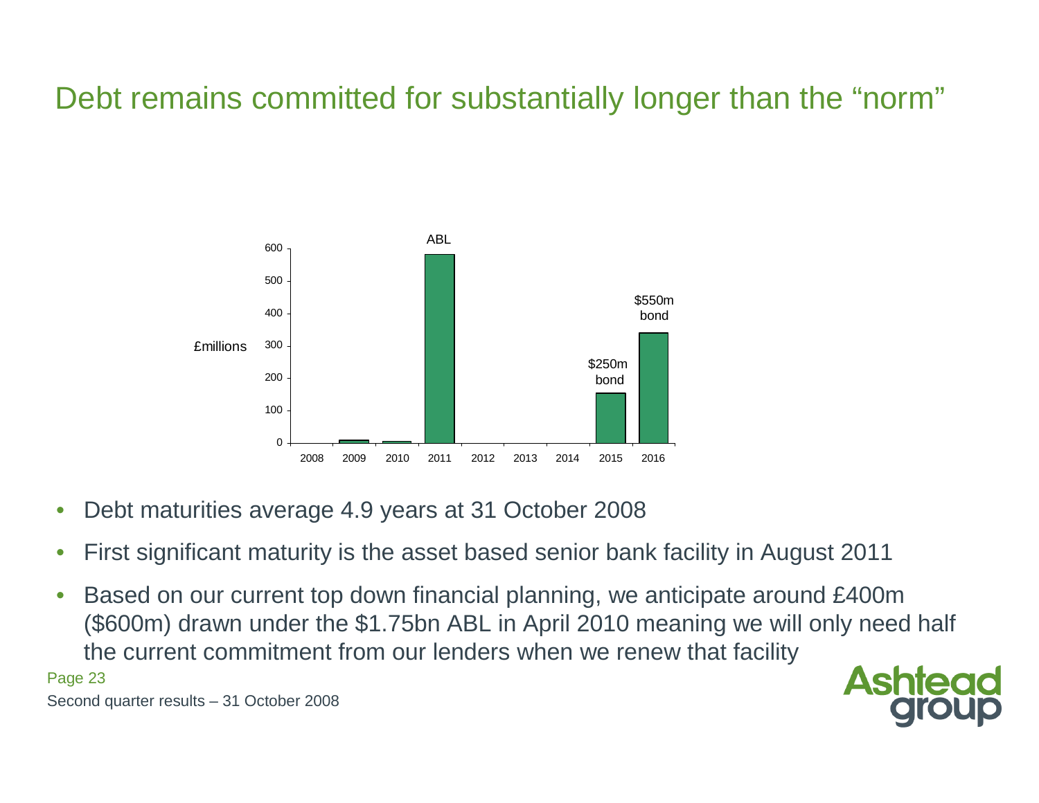# Debt remains committed for substantially longer than the "norm"

£millions

| Year | Amount (£m, approx.) | Label |
|---|---|---|
| 2008 | 0 | |
| 2009 | ~8 | |
| 2010 | ~5 | |
| 2011 | ~580 | ABL |
| 2012 | 0 | |
| 2013 | 0 | |
| 2014 | 0 | |
| 2015 | ~155 | $250m bond |
| 2016 | ~340 | $550m bond |

- Debt maturities average 4.9 years at 31 October 2008
- First significant maturity is the asset based senior bank facility in August 2011
- Based on our current top down financial planning, we anticipate around £400m ($600m) drawn under the $1.75bn ABL in April 2010 meaning we will only need half the current commitment from our lenders when we renew that facility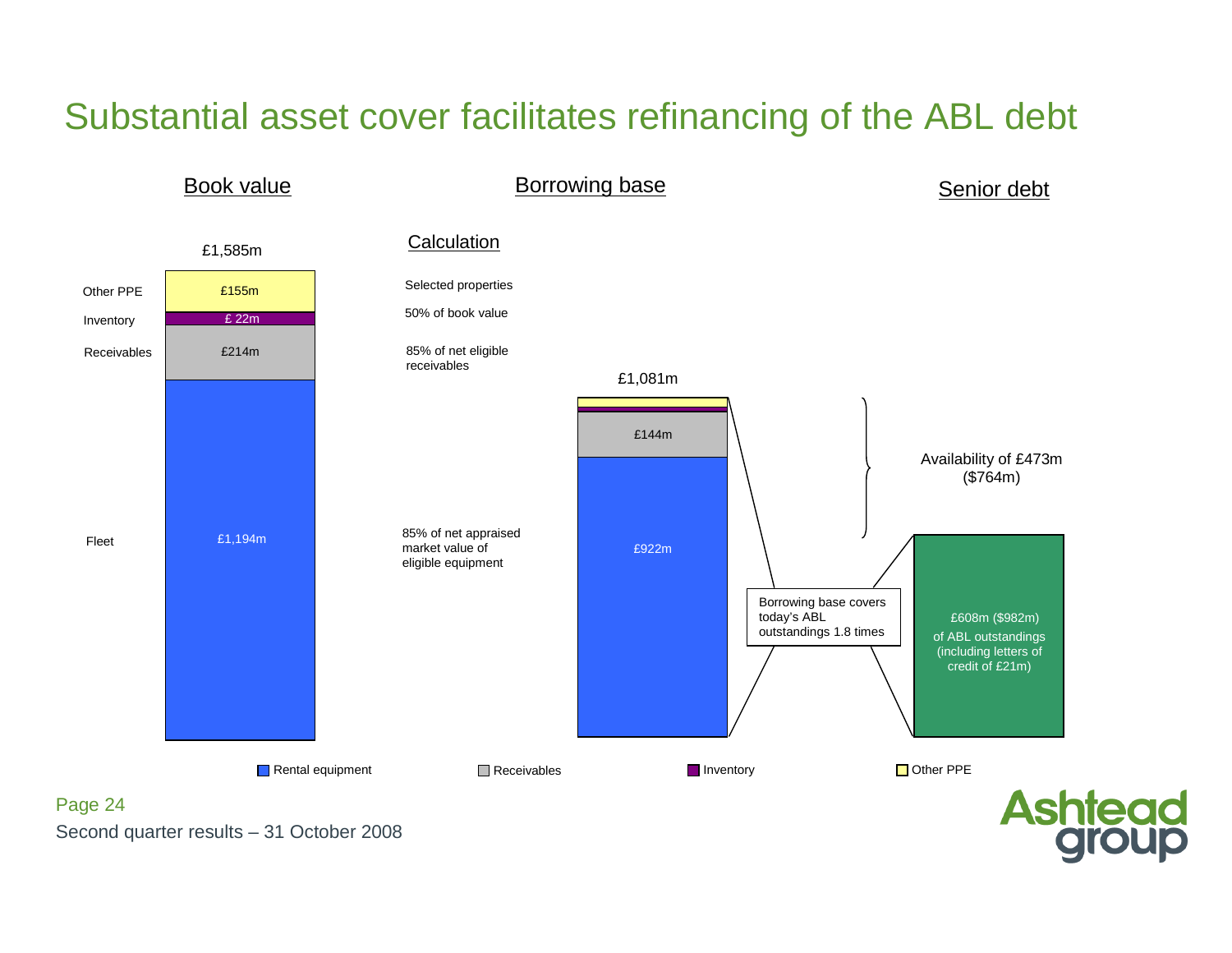# Substantial asset cover facilitates refinancing of the ABL debt

## Book value

£1,585m

| | Book value | Calculation |
|---|---|---|
| Other PPE | £155m | Selected properties |
| Inventory | £ 22m | 50% of book value |
| Receivables | £214m | 85% of net eligible receivables |
| Fleet | £1,194m | 85% of net appraised market value of eligible equipment |

## Borrowing base

£1,081m

- £144m
- £922m

Borrowing base covers today's ABL outstandings 1.8 times

## Senior debt

Availability of £473m ($764m)

£608m ($982m) of ABL outstandings (including letters of credit of £21m)

Rental equipment | Receivables | Inventory | Other PPE

Second quarter results – 31 October 2008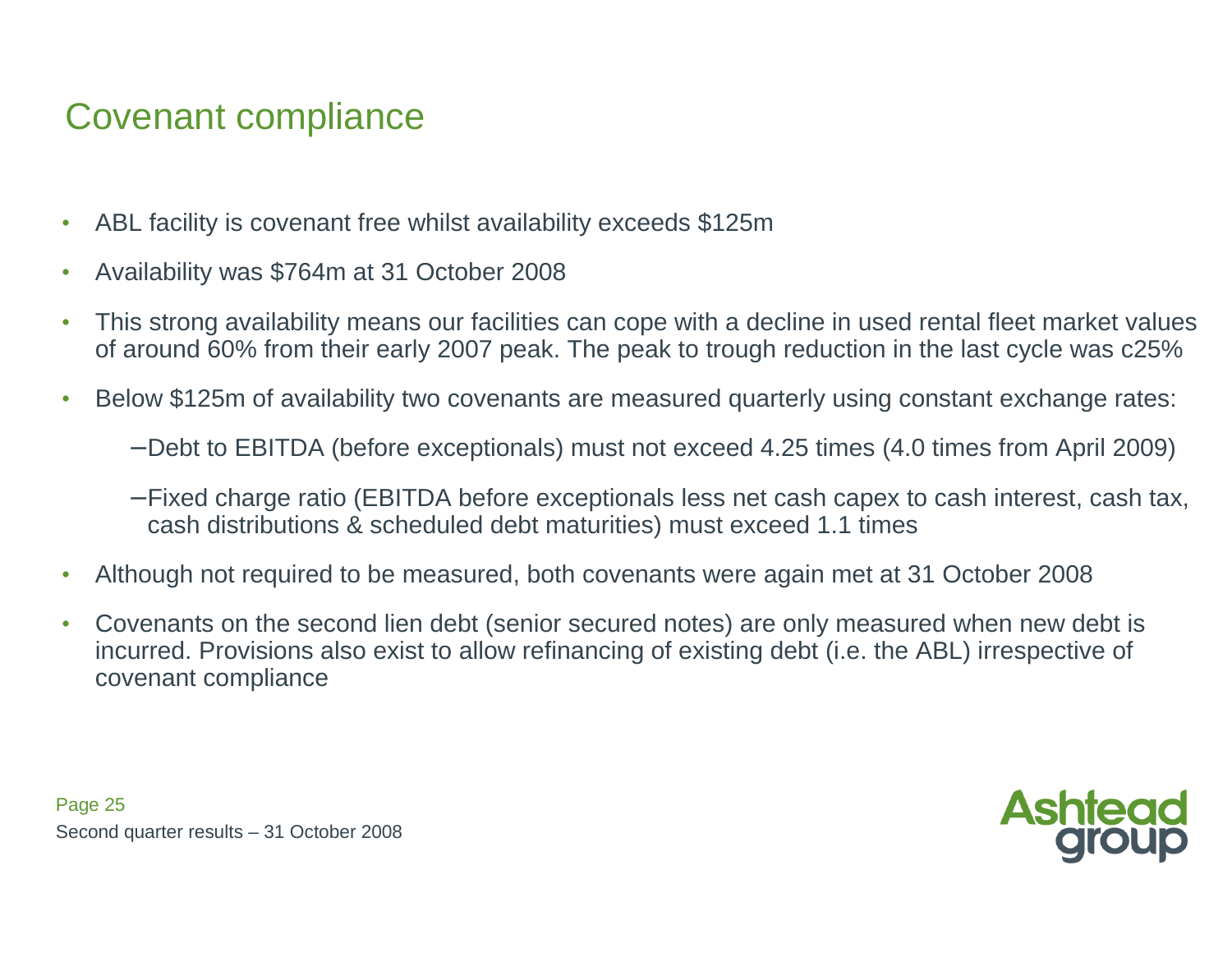# Covenant compliance

- ABL facility is covenant free whilst availability exceeds $125m
- Availability was $764m at 31 October 2008
- This strong availability means our facilities can cope with a decline in used rental fleet market values of around 60% from their early 2007 peak. The peak to trough reduction in the last cycle was c25%
- Below $125m of availability two covenants are measured quarterly using constant exchange rates:
  - Debt to EBITDA (before exceptionals) must not exceed 4.25 times (4.0 times from April 2009)
  - Fixed charge ratio (EBITDA before exceptionals less net cash capex to cash interest, cash tax, cash distributions & scheduled debt maturities) must exceed 1.1 times
- Although not required to be measured, both covenants were again met at 31 October 2008
- Covenants on the second lien debt (senior secured notes) are only measured when new debt is incurred. Provisions also exist to allow refinancing of existing debt (i.e. the ABL) irrespective of covenant compliance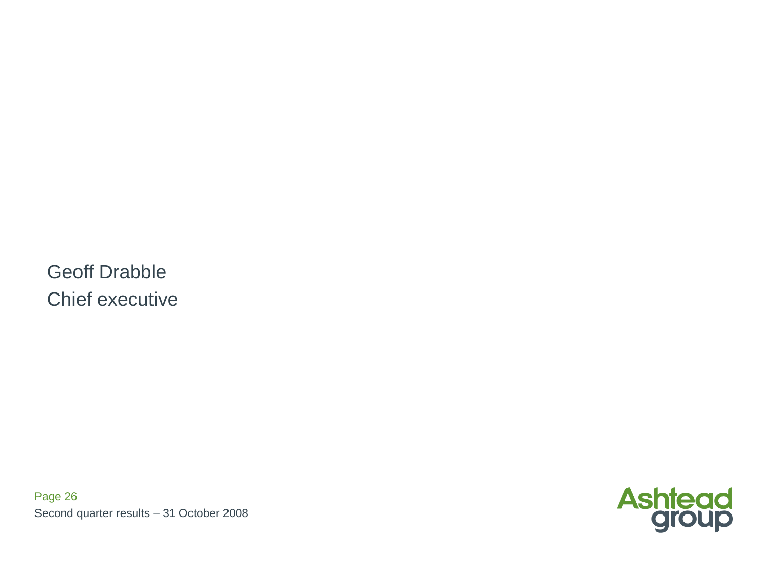Geoff Drabble

Chief executive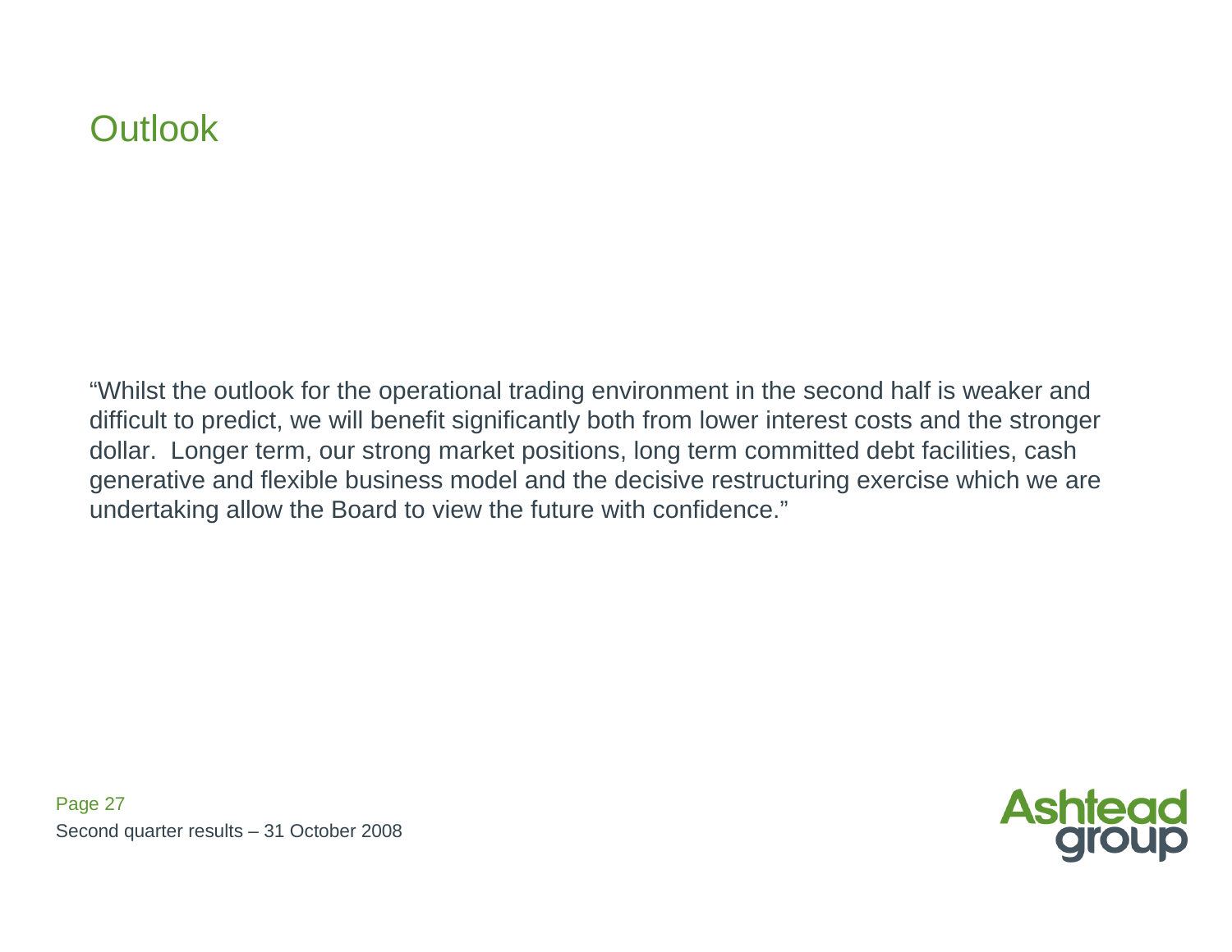# Outlook

"Whilst the outlook for the operational trading environment in the second half is weaker and difficult to predict, we will benefit significantly both from lower interest costs and the stronger dollar. Longer term, our strong market positions, long term committed debt facilities, cash generative and flexible business model and the decisive restructuring exercise which we are undertaking allow the Board to view the future with confidence."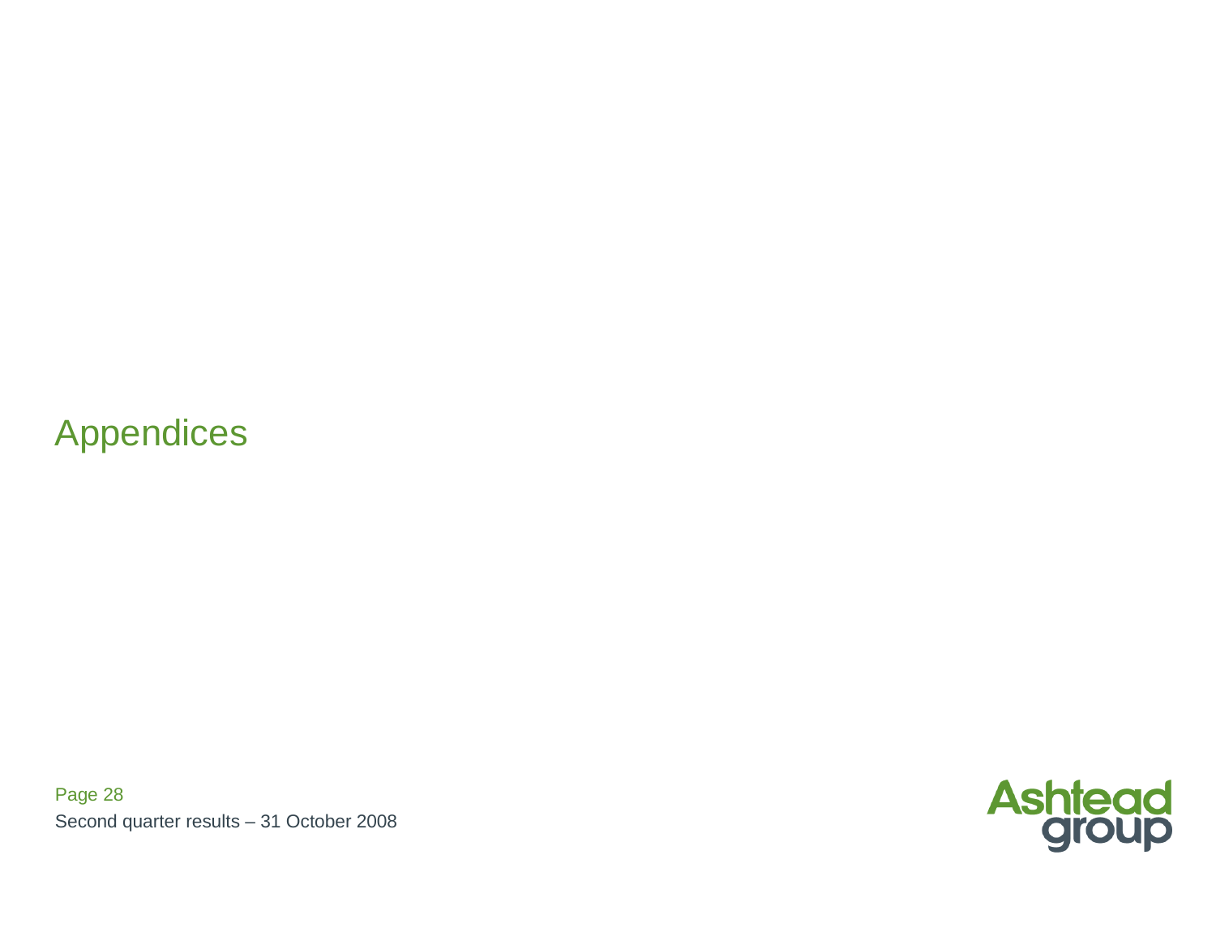# Appendices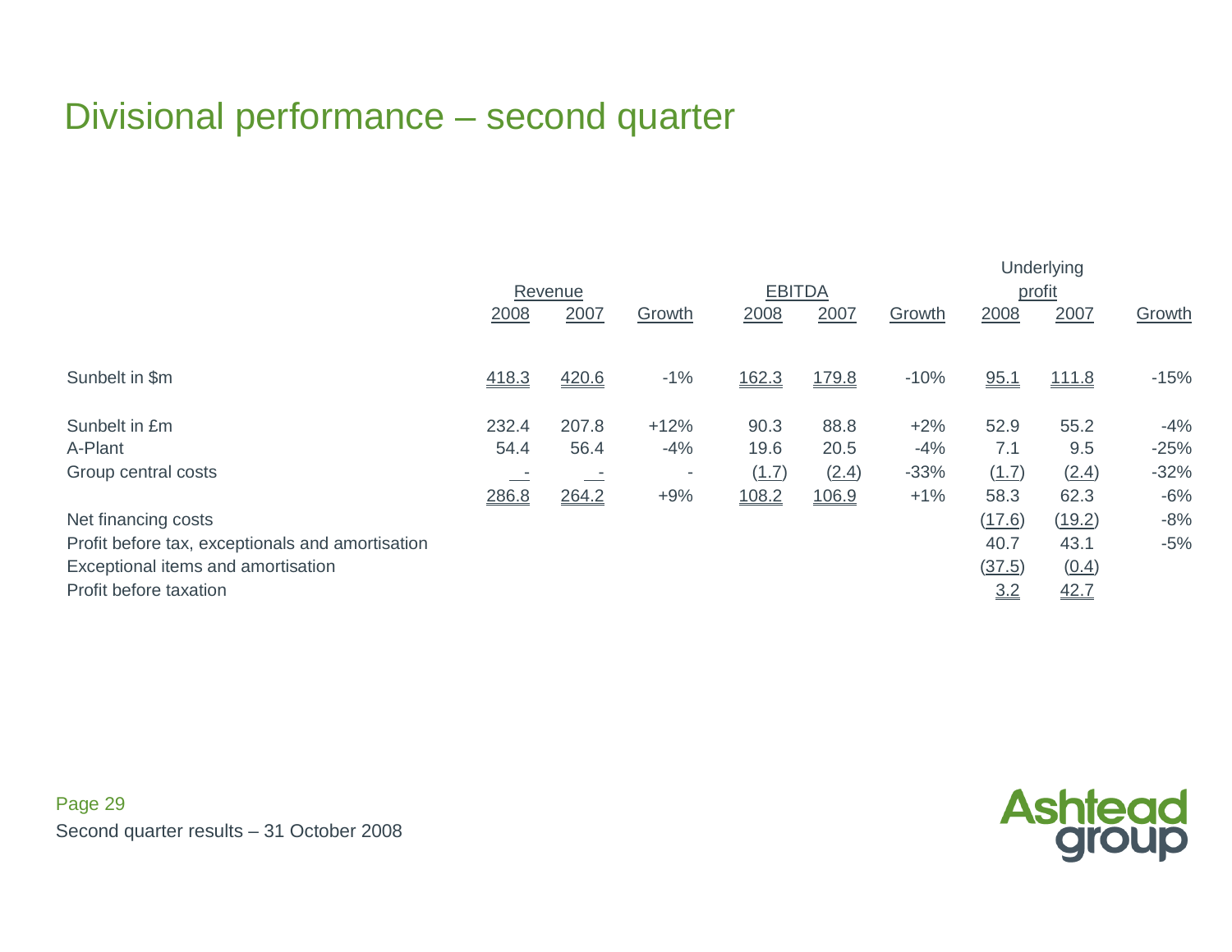# Divisional performance – second quarter

| | Revenue 2008 | Revenue 2007 | Growth | EBITDA 2008 | EBITDA 2007 | Growth | Underlying profit 2008 | Underlying profit 2007 | Growth |
|---|---|---|---|---|---|---|---|---|---|
| Sunbelt in $m | 418.3 | 420.6 | -1% | 162.3 | 179.8 | -10% | 95.1 | 111.8 | -15% |
| Sunbelt in £m | 232.4 | 207.8 | +12% | 90.3 | 88.8 | +2% | 52.9 | 55.2 | -4% |
| A-Plant | 54.4 | 56.4 | -4% | 19.6 | 20.5 | -4% | 7.1 | 9.5 | -25% |
| Group central costs | - | - | - | (1.7) | (2.4) | -33% | (1.7) | (2.4) | -32% |
| | 286.8 | 264.2 | +9% | 108.2 | 106.9 | +1% | 58.3 | 62.3 | -6% |
| Net financing costs | | | | | | | (17.6) | (19.2) | -8% |
| Profit before tax, exceptionals and amortisation | | | | | | | 40.7 | 43.1 | -5% |
| Exceptional items and amortisation | | | | | | | (37.5) | (0.4) | |
| Profit before taxation | | | | | | | 3.2 | 42.7 | |

Second quarter results – 31 October 2008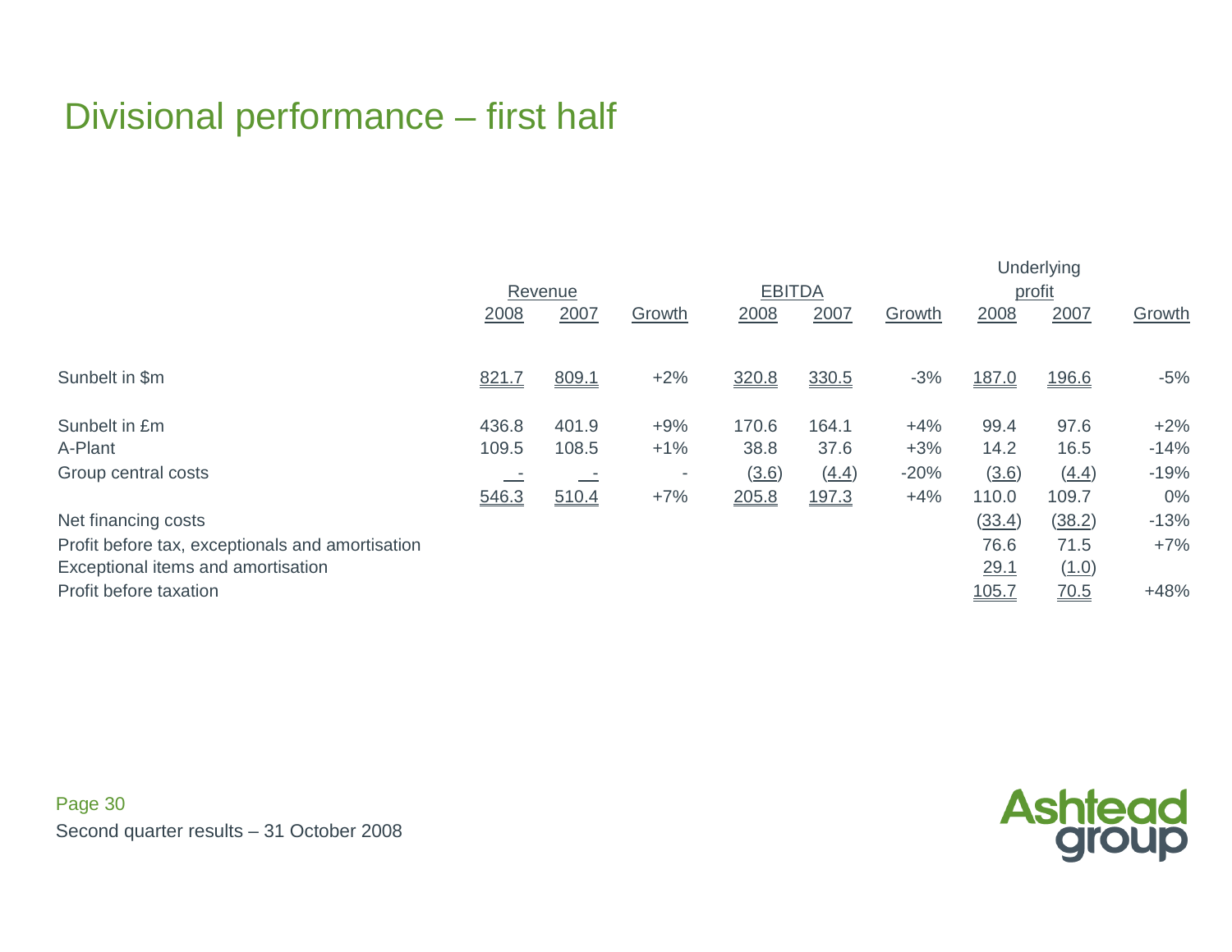# Divisional performance – first half

| | Revenue | | | EBITDA | | | Underlying profit | | |
|---|---|---|---|---|---|---|---|---|---|
| | 2008 | 2007 | Growth | 2008 | 2007 | Growth | 2008 | 2007 | Growth |
| Sunbelt in $m | 821.7 | 809.1 | +2% | 320.8 | 330.5 | -3% | 187.0 | 196.6 | -5% |
| Sunbelt in £m | 436.8 | 401.9 | +9% | 170.6 | 164.1 | +4% | 99.4 | 97.6 | +2% |
| A-Plant | 109.5 | 108.5 | +1% | 38.8 | 37.6 | +3% | 14.2 | 16.5 | -14% |
| Group central costs | - | - | - | (3.6) | (4.4) | -20% | (3.6) | (4.4) | -19% |
| | 546.3 | 510.4 | +7% | 205.8 | 197.3 | +4% | 110.0 | 109.7 | 0% |
| Net financing costs | | | | | | | (33.4) | (38.2) | -13% |
| Profit before tax, exceptionals and amortisation | | | | | | | 76.6 | 71.5 | +7% |
| Exceptional items and amortisation | | | | | | | 29.1 | (1.0) | |
| Profit before taxation | | | | | | | 105.7 | 70.5 | +48% |

Second quarter results – 31 October 2008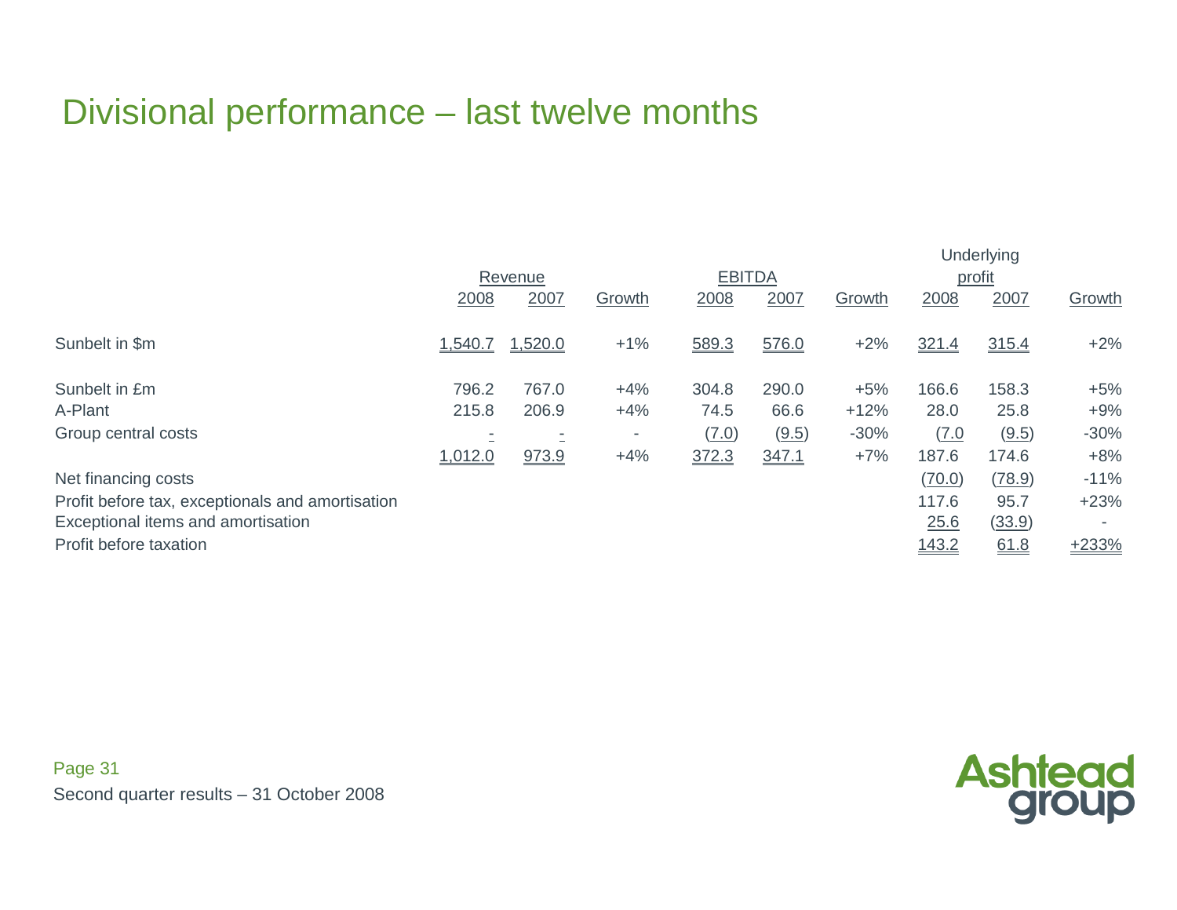# Divisional performance – last twelve months

| | Revenue | | | EBITDA | | | Underlying profit | | |
|---|---|---|---|---|---|---|---|---|---|
| | 2008 | 2007 | Growth | 2008 | 2007 | Growth | 2008 | 2007 | Growth |
| Sunbelt in $m | 1,540.7 | 1,520.0 | +1% | 589.3 | 576.0 | +2% | 321.4 | 315.4 | +2% |
| Sunbelt in £m | 796.2 | 767.0 | +4% | 304.8 | 290.0 | +5% | 166.6 | 158.3 | +5% |
| A-Plant | 215.8 | 206.9 | +4% | 74.5 | 66.6 | +12% | 28.0 | 25.8 | +9% |
| Group central costs | - | - | - | (7.0) | (9.5) | -30% | (7.0 | (9.5) | -30% |
| | 1,012.0 | 973.9 | +4% | 372.3 | 347.1 | +7% | 187.6 | 174.6 | +8% |
| Net financing costs | | | | | | | (70.0) | (78.9) | -11% |
| Profit before tax, exceptionals and amortisation | | | | | | | 117.6 | 95.7 | +23% |
| Exceptional items and amortisation | | | | | | | 25.6 | (33.9) | - |
| Profit before taxation | | | | | | | 143.2 | 61.8 | +233% |

Second quarter results – 31 October 2008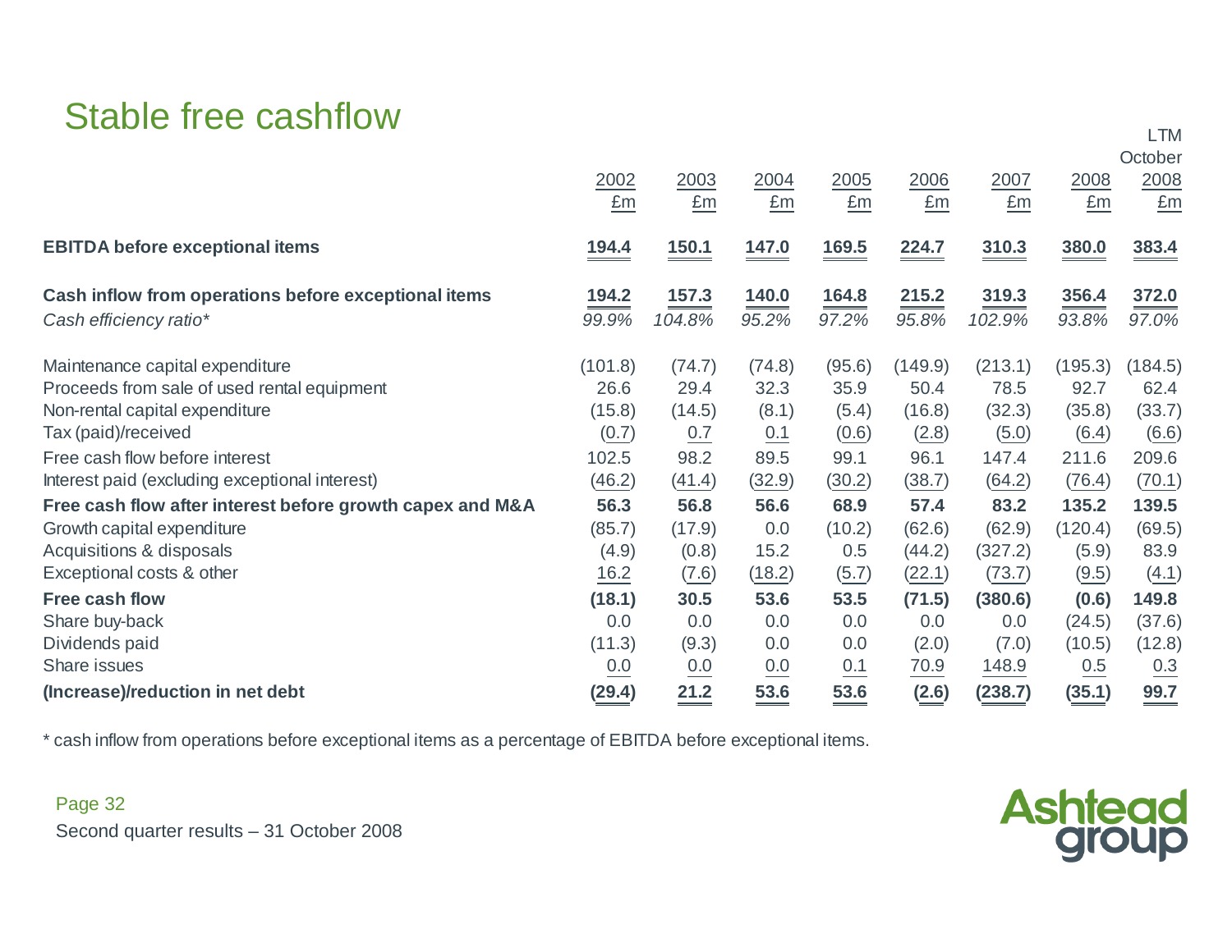# Stable free cashflow

| | 2002 £m | 2003 £m | 2004 £m | 2005 £m | 2006 £m | 2007 £m | 2008 £m | LTM October 2008 £m |
|---|---|---|---|---|---|---|---|---|
| **EBITDA before exceptional items** | **194.4** | **150.1** | **147.0** | **169.5** | **224.7** | **310.3** | **380.0** | **383.4** |
| **Cash inflow from operations before exceptional items** | **194.2** | **157.3** | **140.0** | **164.8** | **215.2** | **319.3** | **356.4** | **372.0** |
| *Cash efficiency ratio** | *99.9%* | *104.8%* | *95.2%* | *97.2%* | *95.8%* | *102.9%* | *93.8%* | *97.0%* |
| Maintenance capital expenditure | (101.8) | (74.7) | (74.8) | (95.6) | (149.9) | (213.1) | (195.3) | (184.5) |
| Proceeds from sale of used rental equipment | 26.6 | 29.4 | 32.3 | 35.9 | 50.4 | 78.5 | 92.7 | 62.4 |
| Non-rental capital expenditure | (15.8) | (14.5) | (8.1) | (5.4) | (16.8) | (32.3) | (35.8) | (33.7) |
| Tax (paid)/received | (0.7) | 0.7 | 0.1 | (0.6) | (2.8) | (5.0) | (6.4) | (6.6) |
| Free cash flow before interest | 102.5 | 98.2 | 89.5 | 99.1 | 96.1 | 147.4 | 211.6 | 209.6 |
| Interest paid (excluding exceptional interest) | (46.2) | (41.4) | (32.9) | (30.2) | (38.7) | (64.2) | (76.4) | (70.1) |
| **Free cash flow after interest before growth capex and M&A** | **56.3** | **56.8** | **56.6** | **68.9** | **57.4** | **83.2** | **135.2** | **139.5** |
| Growth capital expenditure | (85.7) | (17.9) | 0.0 | (10.2) | (62.6) | (62.9) | (120.4) | (69.5) |
| Acquisitions & disposals | (4.9) | (0.8) | 15.2 | 0.5 | (44.2) | (327.2) | (5.9) | 83.9 |
| Exceptional costs & other | 16.2 | (7.6) | (18.2) | (5.7) | (22.1) | (73.7) | (9.5) | (4.1) |
| **Free cash flow** | **(18.1)** | **30.5** | **53.6** | **53.5** | **(71.5)** | **(380.6)** | **(0.6)** | **149.8** |
| Share buy-back | 0.0 | 0.0 | 0.0 | 0.0 | 0.0 | 0.0 | (24.5) | (37.6) |
| Dividends paid | (11.3) | (9.3) | 0.0 | 0.0 | (2.0) | (7.0) | (10.5) | (12.8) |
| Share issues | 0.0 | 0.0 | 0.0 | 0.1 | 70.9 | 148.9 | 0.5 | 0.3 |
| **(Increase)/reduction in net debt** | **(29.4)** | **21.2** | **53.6** | **53.6** | **(2.6)** | **(238.7)** | **(35.1)** | **99.7** |

* cash inflow from operations before exceptional items as a percentage of EBITDA before exceptional items.

Second quarter results – 31 October 2008